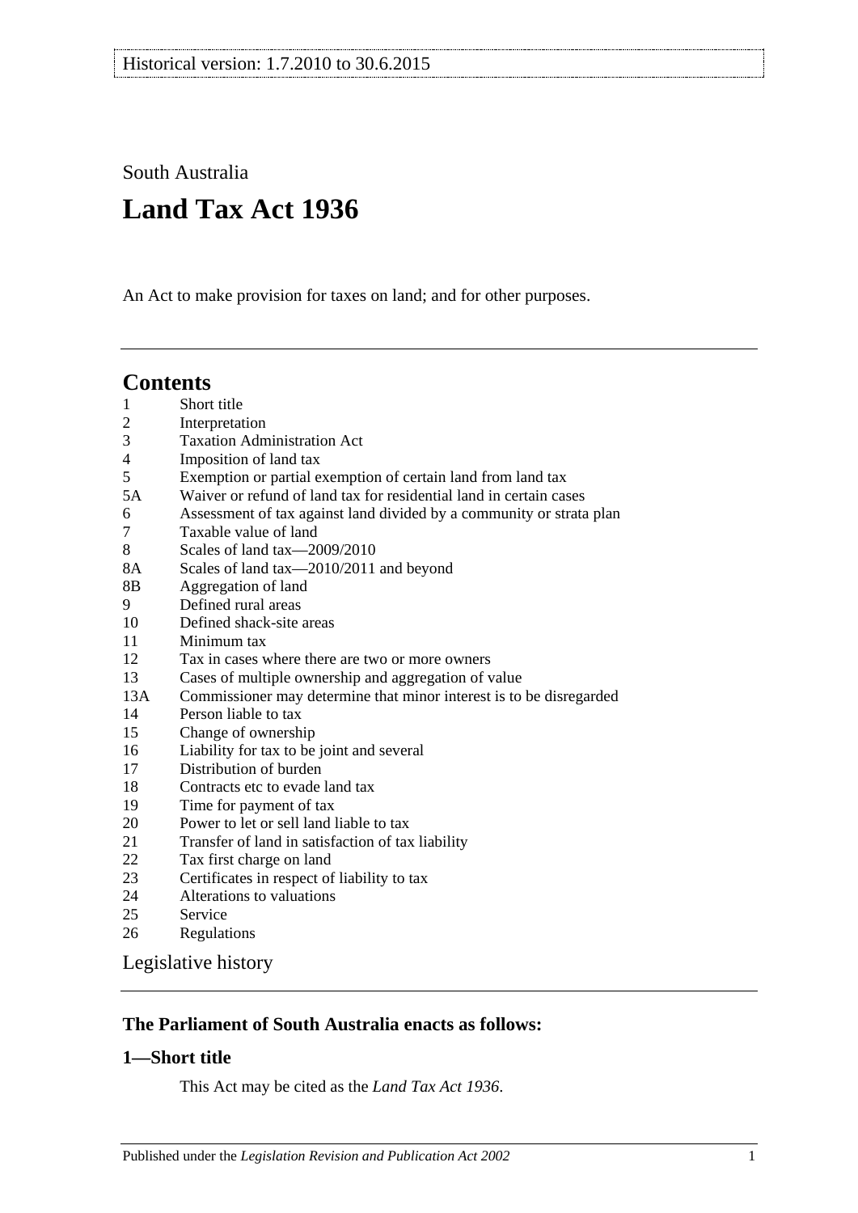Historical version: 1.7.2010 to 30.6.2015

South Australia

# Land Tax Act 1936

An Act to make provision for taxes on land; and for other purposes.

## Contents

1 Short title
2 Interpretation
3 Taxation Administration Act
4 Imposition of land tax
5 Exemption or partial exemption of certain land from land tax
5A Waiver or refund of land tax for residential land in certain cases
6 Assessment of tax against land divided by a community or strata plan
7 Taxable value of land
8 Scales of land tax—2009/2010
8A Scales of land tax—2010/2011 and beyond
8B Aggregation of land
9 Defined rural areas
10 Defined shack-site areas
11 Minimum tax
12 Tax in cases where there are two or more owners
13 Cases of multiple ownership and aggregation of value
13A Commissioner may determine that minor interest is to be disregarded
14 Person liable to tax
15 Change of ownership
16 Liability for tax to be joint and several
17 Distribution of burden
18 Contracts etc to evade land tax
19 Time for payment of tax
20 Power to let or sell land liable to tax
21 Transfer of land in satisfaction of tax liability
22 Tax first charge on land
23 Certificates in respect of liability to tax
24 Alterations to valuations
25 Service
26 Regulations

Legislative history

### The Parliament of South Australia enacts as follows:

### 1—Short title

This Act may be cited as the *Land Tax Act 1936*.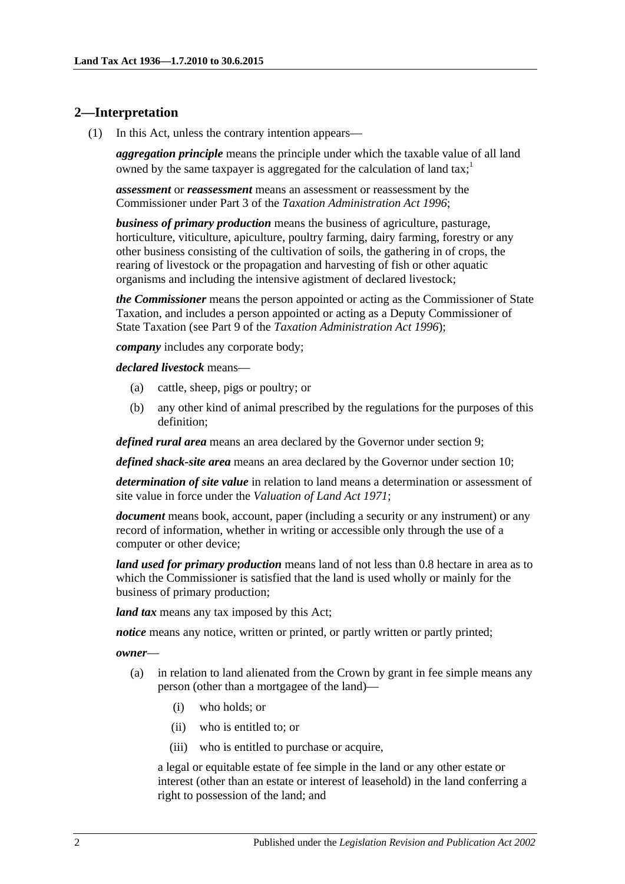## 2—Interpretation

(1) In this Act, unless the contrary intention appears—

***aggregation principle*** means the principle under which the taxable value of all land owned by the same taxpayer is aggregated for the calculation of land tax;[1]

***assessment*** or ***reassessment*** means an assessment or reassessment by the Commissioner under Part 3 of the *Taxation Administration Act 1996*;

***business of primary production*** means the business of agriculture, pasturage, horticulture, viticulture, apiculture, poultry farming, dairy farming, forestry or any other business consisting of the cultivation of soils, the gathering in of crops, the rearing of livestock or the propagation and harvesting of fish or other aquatic organisms and including the intensive agistment of declared livestock;

***the Commissioner*** means the person appointed or acting as the Commissioner of State Taxation, and includes a person appointed or acting as a Deputy Commissioner of State Taxation (see Part 9 of the *Taxation Administration Act 1996*);

***company*** includes any corporate body;

***declared livestock*** means—

- (a) cattle, sheep, pigs or poultry; or
- (b) any other kind of animal prescribed by the regulations for the purposes of this definition;

***defined rural area*** means an area declared by the Governor under section 9;

***defined shack-site area*** means an area declared by the Governor under section 10;

***determination of site value*** in relation to land means a determination or assessment of site value in force under the *Valuation of Land Act 1971*;

***document*** means book, account, paper (including a security or any instrument) or any record of information, whether in writing or accessible only through the use of a computer or other device;

***land used for primary production*** means land of not less than 0.8 hectare in area as to which the Commissioner is satisfied that the land is used wholly or mainly for the business of primary production;

***land tax*** means any tax imposed by this Act;

***notice*** means any notice, written or printed, or partly written or partly printed;

***owner***—

- (a) in relation to land alienated from the Crown by grant in fee simple means any person (other than a mortgagee of the land)—
  - (i) who holds; or
  - (ii) who is entitled to; or
  - (iii) who is entitled to purchase or acquire,

  a legal or equitable estate of fee simple in the land or any other estate or interest (other than an estate or interest of leasehold) in the land conferring a right to possession of the land; and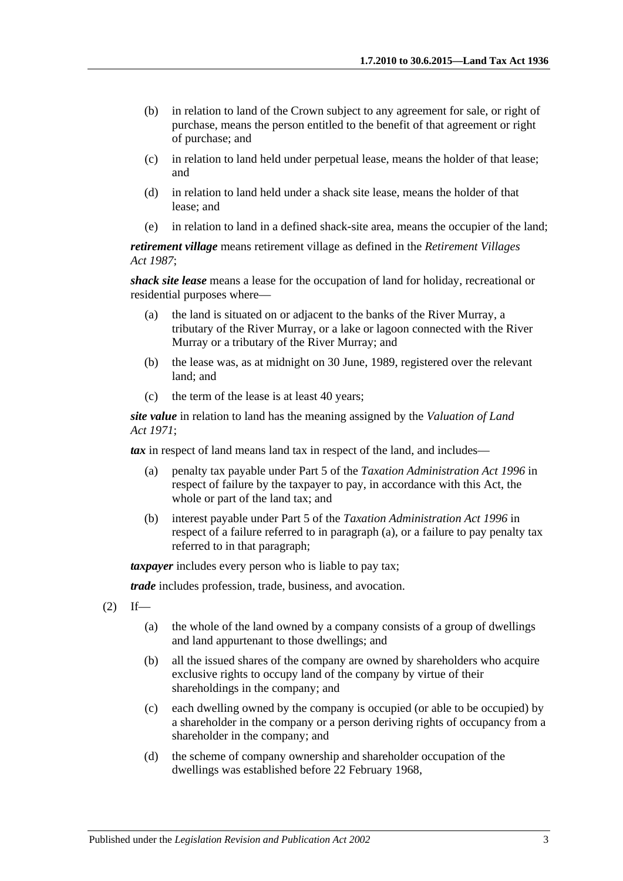(b) in relation to land of the Crown subject to any agreement for sale, or right of purchase, means the person entitled to the benefit of that agreement or right of purchase; and

(c) in relation to land held under perpetual lease, means the holder of that lease; and

(d) in relation to land held under a shack site lease, means the holder of that lease; and

(e) in relation to land in a defined shack-site area, means the occupier of the land;

***retirement village*** means retirement village as defined in the *Retirement Villages Act 1987*;

***shack site lease*** means a lease for the occupation of land for holiday, recreational or residential purposes where—

(a) the land is situated on or adjacent to the banks of the River Murray, a tributary of the River Murray, or a lake or lagoon connected with the River Murray or a tributary of the River Murray; and

(b) the lease was, as at midnight on 30 June, 1989, registered over the relevant land; and

(c) the term of the lease is at least 40 years;

***site value*** in relation to land has the meaning assigned by the *Valuation of Land Act 1971*;

***tax*** in respect of land means land tax in respect of the land, and includes—

(a) penalty tax payable under Part 5 of the *Taxation Administration Act 1996* in respect of failure by the taxpayer to pay, in accordance with this Act, the whole or part of the land tax; and

(b) interest payable under Part 5 of the *Taxation Administration Act 1996* in respect of a failure referred to in paragraph (a), or a failure to pay penalty tax referred to in that paragraph;

***taxpayer*** includes every person who is liable to pay tax;

***trade*** includes profession, trade, business, and avocation.

(2) If—

(a) the whole of the land owned by a company consists of a group of dwellings and land appurtenant to those dwellings; and

(b) all the issued shares of the company are owned by shareholders who acquire exclusive rights to occupy land of the company by virtue of their shareholdings in the company; and

(c) each dwelling owned by the company is occupied (or able to be occupied) by a shareholder in the company or a person deriving rights of occupancy from a shareholder in the company; and

(d) the scheme of company ownership and shareholder occupation of the dwellings was established before 22 February 1968,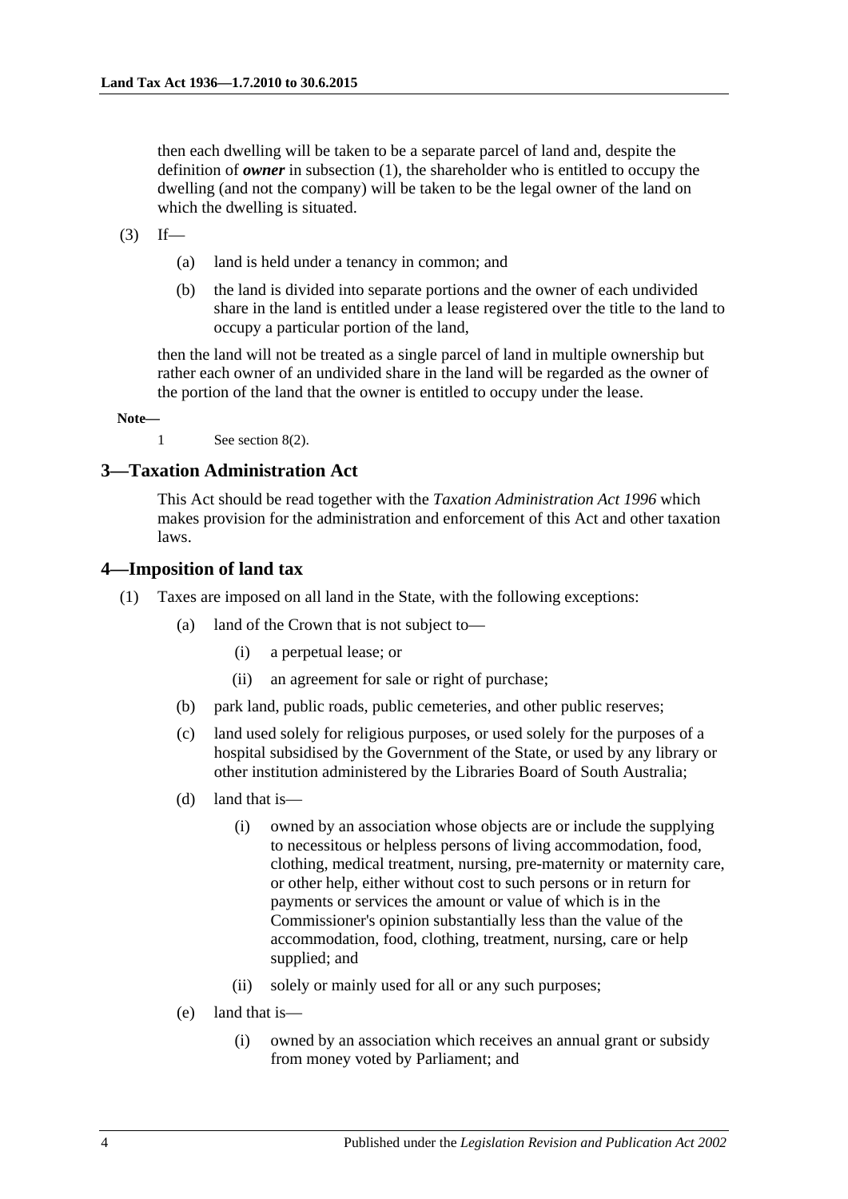then each dwelling will be taken to be a separate parcel of land and, despite the definition of ***owner*** in subsection (1), the shareholder who is entitled to occupy the dwelling (and not the company) will be taken to be the legal owner of the land on which the dwelling is situated.

(3) If—

(a) land is held under a tenancy in common; and

(b) the land is divided into separate portions and the owner of each undivided share in the land is entitled under a lease registered over the title to the land to occupy a particular portion of the land,

then the land will not be treated as a single parcel of land in multiple ownership but rather each owner of an undivided share in the land will be regarded as the owner of the portion of the land that the owner is entitled to occupy under the lease.

**Note—**

1 See section 8(2).

## 3—Taxation Administration Act

This Act should be read together with the *Taxation Administration Act 1996* which makes provision for the administration and enforcement of this Act and other taxation laws.

## 4—Imposition of land tax

(1) Taxes are imposed on all land in the State, with the following exceptions:

(a) land of the Crown that is not subject to—

(i) a perpetual lease; or

(ii) an agreement for sale or right of purchase;

(b) park land, public roads, public cemeteries, and other public reserves;

(c) land used solely for religious purposes, or used solely for the purposes of a hospital subsidised by the Government of the State, or used by any library or other institution administered by the Libraries Board of South Australia;

(d) land that is—

(i) owned by an association whose objects are or include the supplying to necessitous or helpless persons of living accommodation, food, clothing, medical treatment, nursing, pre-maternity or maternity care, or other help, either without cost to such persons or in return for payments or services the amount or value of which is in the Commissioner's opinion substantially less than the value of the accommodation, food, clothing, treatment, nursing, care or help supplied; and

(ii) solely or mainly used for all or any such purposes;

(e) land that is—

(i) owned by an association which receives an annual grant or subsidy from money voted by Parliament; and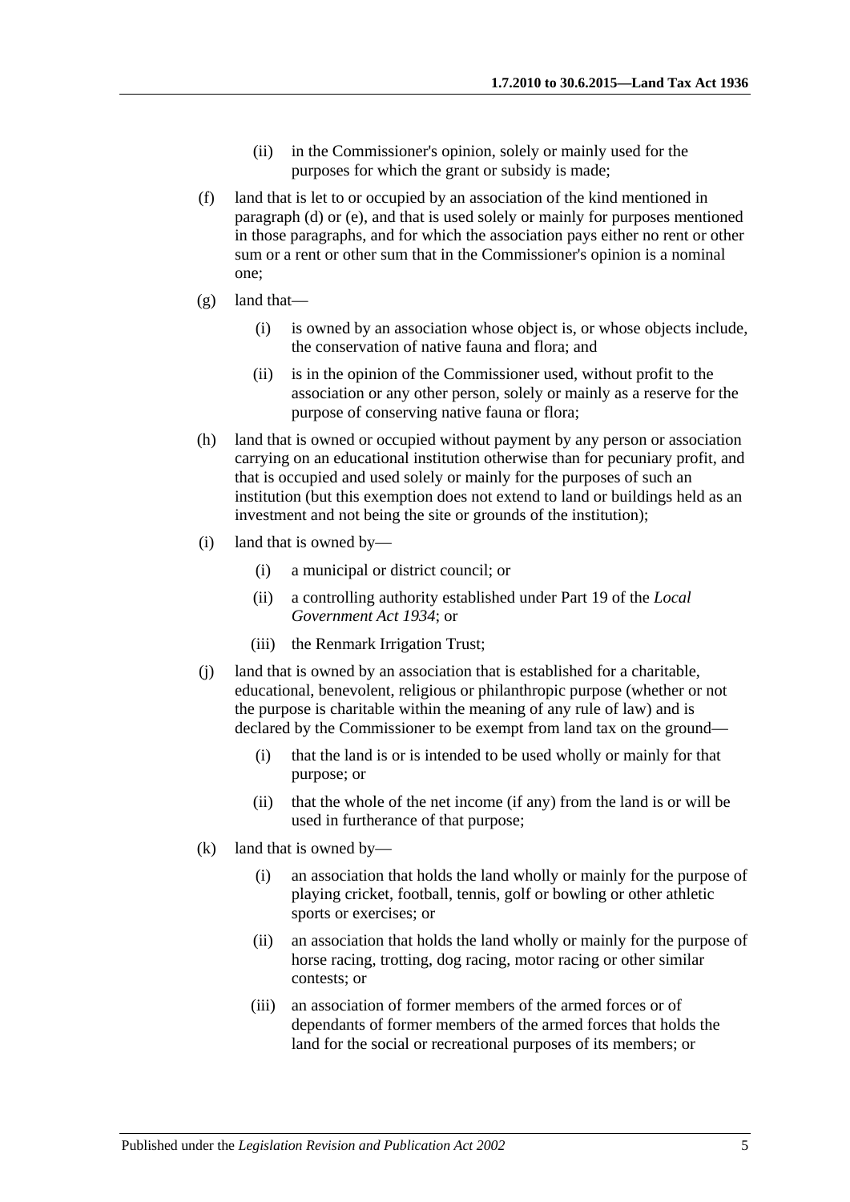(ii) in the Commissioner's opinion, solely or mainly used for the purposes for which the grant or subsidy is made;

(f) land that is let to or occupied by an association of the kind mentioned in paragraph (d) or (e), and that is used solely or mainly for purposes mentioned in those paragraphs, and for which the association pays either no rent or other sum or a rent or other sum that in the Commissioner's opinion is a nominal one;

(g) land that—

(i) is owned by an association whose object is, or whose objects include, the conservation of native fauna and flora; and

(ii) is in the opinion of the Commissioner used, without profit to the association or any other person, solely or mainly as a reserve for the purpose of conserving native fauna or flora;

(h) land that is owned or occupied without payment by any person or association carrying on an educational institution otherwise than for pecuniary profit, and that is occupied and used solely or mainly for the purposes of such an institution (but this exemption does not extend to land or buildings held as an investment and not being the site or grounds of the institution);

(i) land that is owned by—

(i) a municipal or district council; or

(ii) a controlling authority established under Part 19 of the *Local Government Act 1934*; or

(iii) the Renmark Irrigation Trust;

(j) land that is owned by an association that is established for a charitable, educational, benevolent, religious or philanthropic purpose (whether or not the purpose is charitable within the meaning of any rule of law) and is declared by the Commissioner to be exempt from land tax on the ground—

(i) that the land is or is intended to be used wholly or mainly for that purpose; or

(ii) that the whole of the net income (if any) from the land is or will be used in furtherance of that purpose;

(k) land that is owned by—

(i) an association that holds the land wholly or mainly for the purpose of playing cricket, football, tennis, golf or bowling or other athletic sports or exercises; or

(ii) an association that holds the land wholly or mainly for the purpose of horse racing, trotting, dog racing, motor racing or other similar contests; or

(iii) an association of former members of the armed forces or of dependants of former members of the armed forces that holds the land for the social or recreational purposes of its members; or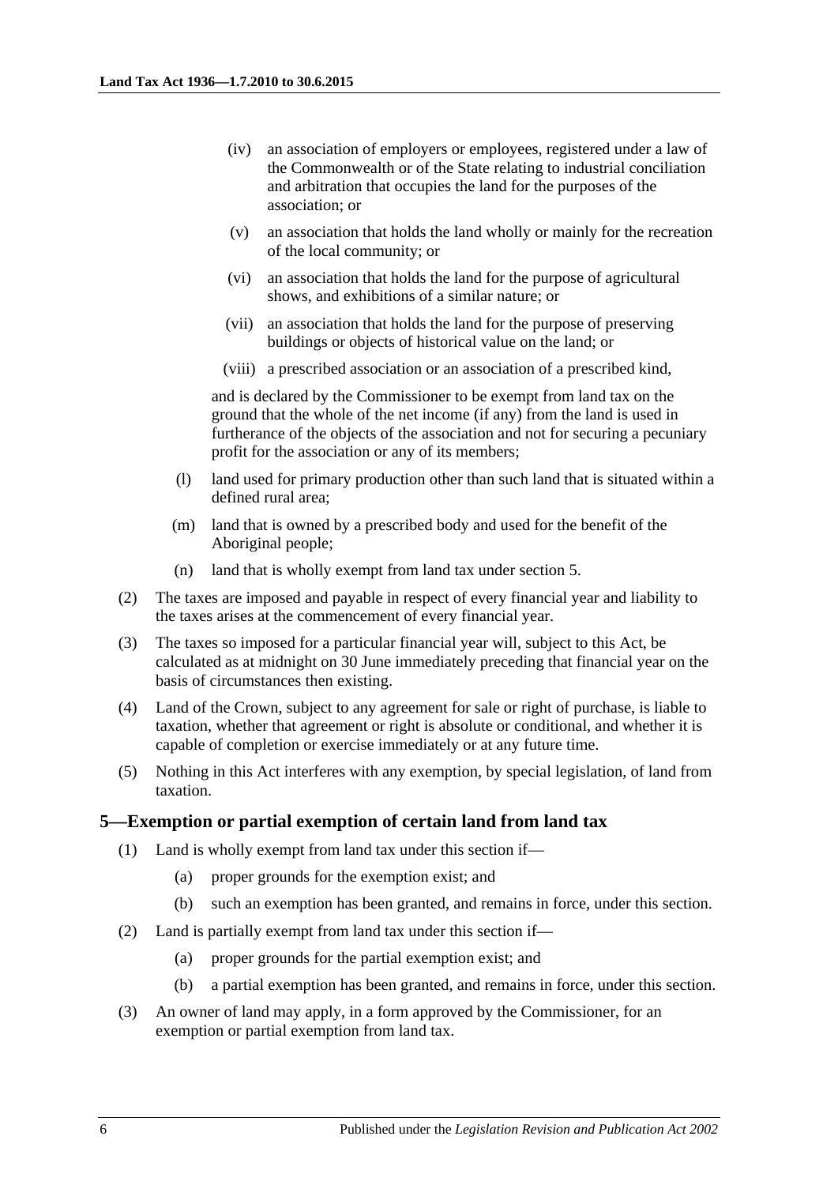(iv) an association of employers or employees, registered under a law of the Commonwealth or of the State relating to industrial conciliation and arbitration that occupies the land for the purposes of the association; or

(v) an association that holds the land wholly or mainly for the recreation of the local community; or

(vi) an association that holds the land for the purpose of agricultural shows, and exhibitions of a similar nature; or

(vii) an association that holds the land for the purpose of preserving buildings or objects of historical value on the land; or

(viii) a prescribed association or an association of a prescribed kind,

and is declared by the Commissioner to be exempt from land tax on the ground that the whole of the net income (if any) from the land is used in furtherance of the objects of the association and not for securing a pecuniary profit for the association or any of its members;

(l) land used for primary production other than such land that is situated within a defined rural area;

(m) land that is owned by a prescribed body and used for the benefit of the Aboriginal people;

(n) land that is wholly exempt from land tax under section 5.

(2) The taxes are imposed and payable in respect of every financial year and liability to the taxes arises at the commencement of every financial year.

(3) The taxes so imposed for a particular financial year will, subject to this Act, be calculated as at midnight on 30 June immediately preceding that financial year on the basis of circumstances then existing.

(4) Land of the Crown, subject to any agreement for sale or right of purchase, is liable to taxation, whether that agreement or right is absolute or conditional, and whether it is capable of completion or exercise immediately or at any future time.

(5) Nothing in this Act interferes with any exemption, by special legislation, of land from taxation.

## 5—Exemption or partial exemption of certain land from land tax

(1) Land is wholly exempt from land tax under this section if—

(a) proper grounds for the exemption exist; and

(b) such an exemption has been granted, and remains in force, under this section.

(2) Land is partially exempt from land tax under this section if—

(a) proper grounds for the partial exemption exist; and

(b) a partial exemption has been granted, and remains in force, under this section.

(3) An owner of land may apply, in a form approved by the Commissioner, for an exemption or partial exemption from land tax.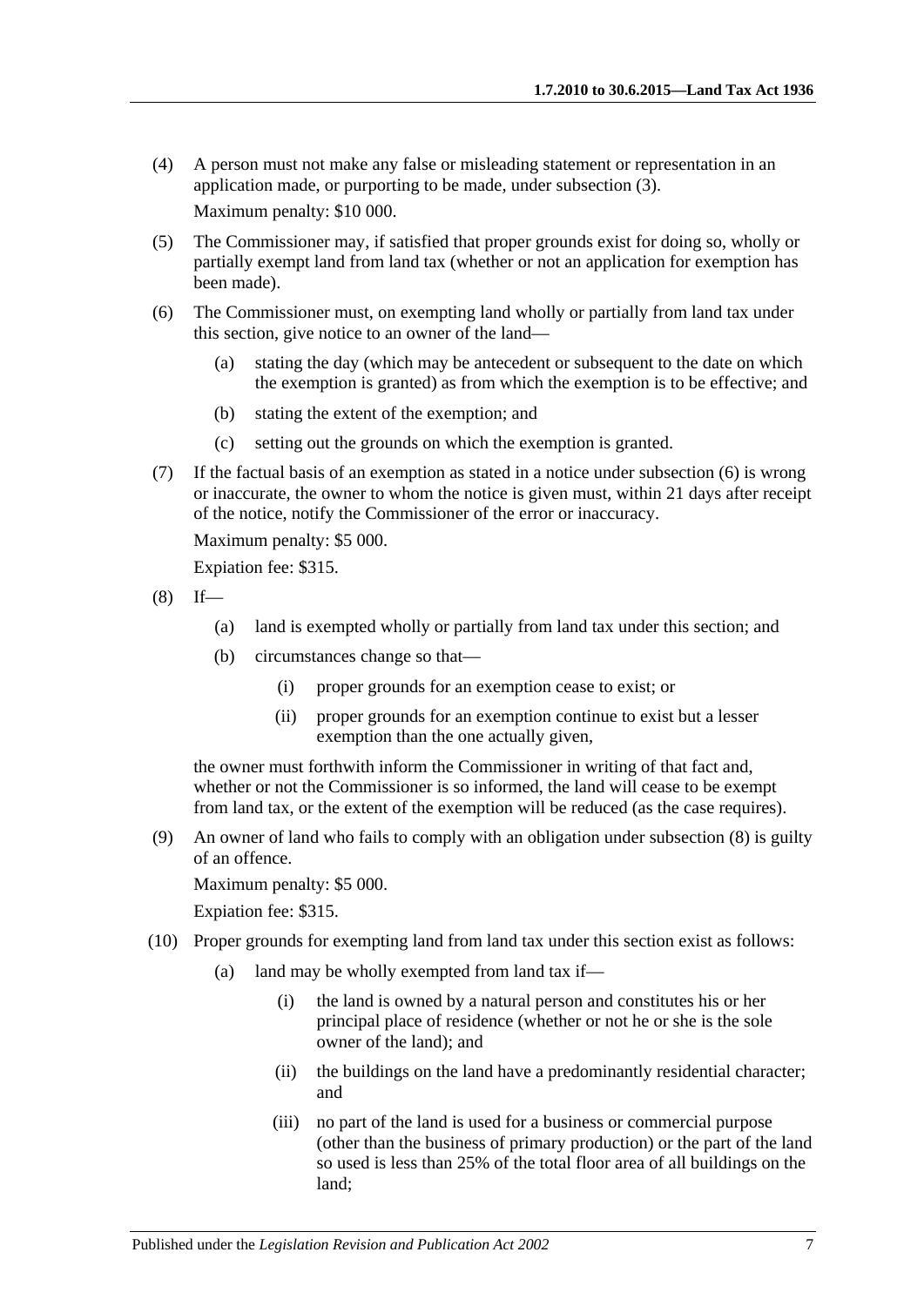(4) A person must not make any false or misleading statement or representation in an application made, or purporting to be made, under subsection (3).

Maximum penalty: $10 000.

(5) The Commissioner may, if satisfied that proper grounds exist for doing so, wholly or partially exempt land from land tax (whether or not an application for exemption has been made).

(6) The Commissioner must, on exempting land wholly or partially from land tax under this section, give notice to an owner of the land—

(a) stating the day (which may be antecedent or subsequent to the date on which the exemption is granted) as from which the exemption is to be effective; and

(b) stating the extent of the exemption; and

(c) setting out the grounds on which the exemption is granted.

(7) If the factual basis of an exemption as stated in a notice under subsection (6) is wrong or inaccurate, the owner to whom the notice is given must, within 21 days after receipt of the notice, notify the Commissioner of the error or inaccuracy.

Maximum penalty: $5 000.

Expiation fee: $315.

(8) If—

(a) land is exempted wholly or partially from land tax under this section; and

(b) circumstances change so that—

(i) proper grounds for an exemption cease to exist; or

(ii) proper grounds for an exemption continue to exist but a lesser exemption than the one actually given,

the owner must forthwith inform the Commissioner in writing of that fact and, whether or not the Commissioner is so informed, the land will cease to be exempt from land tax, or the extent of the exemption will be reduced (as the case requires).

(9) An owner of land who fails to comply with an obligation under subsection (8) is guilty of an offence.

Maximum penalty: $5 000.

Expiation fee: $315.

(10) Proper grounds for exempting land from land tax under this section exist as follows:

(a) land may be wholly exempted from land tax if—

(i) the land is owned by a natural person and constitutes his or her principal place of residence (whether or not he or she is the sole owner of the land); and

(ii) the buildings on the land have a predominantly residential character; and

(iii) no part of the land is used for a business or commercial purpose (other than the business of primary production) or the part of the land so used is less than 25% of the total floor area of all buildings on the land;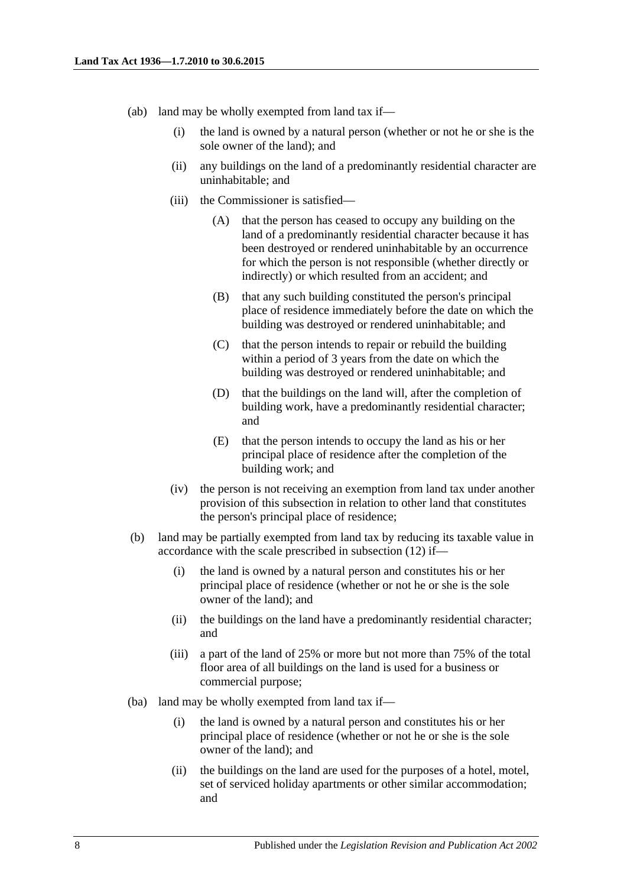(ab) land may be wholly exempted from land tax if—

(i) the land is owned by a natural person (whether or not he or she is the sole owner of the land); and

(ii) any buildings on the land of a predominantly residential character are uninhabitable; and

(iii) the Commissioner is satisfied—

(A) that the person has ceased to occupy any building on the land of a predominantly residential character because it has been destroyed or rendered uninhabitable by an occurrence for which the person is not responsible (whether directly or indirectly) or which resulted from an accident; and

(B) that any such building constituted the person's principal place of residence immediately before the date on which the building was destroyed or rendered uninhabitable; and

(C) that the person intends to repair or rebuild the building within a period of 3 years from the date on which the building was destroyed or rendered uninhabitable; and

(D) that the buildings on the land will, after the completion of building work, have a predominantly residential character; and

(E) that the person intends to occupy the land as his or her principal place of residence after the completion of the building work; and

(iv) the person is not receiving an exemption from land tax under another provision of this subsection in relation to other land that constitutes the person's principal place of residence;

(b) land may be partially exempted from land tax by reducing its taxable value in accordance with the scale prescribed in subsection (12) if—

(i) the land is owned by a natural person and constitutes his or her principal place of residence (whether or not he or she is the sole owner of the land); and

(ii) the buildings on the land have a predominantly residential character; and

(iii) a part of the land of 25% or more but not more than 75% of the total floor area of all buildings on the land is used for a business or commercial purpose;

(ba) land may be wholly exempted from land tax if—

(i) the land is owned by a natural person and constitutes his or her principal place of residence (whether or not he or she is the sole owner of the land); and

(ii) the buildings on the land are used for the purposes of a hotel, motel, set of serviced holiday apartments or other similar accommodation; and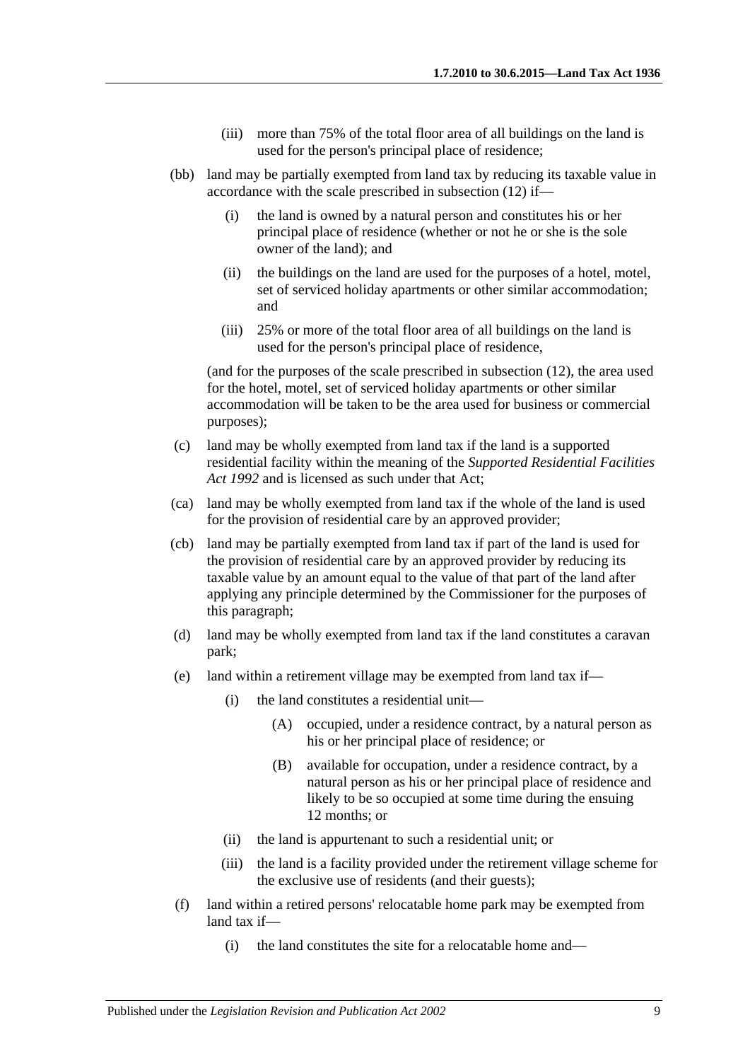(iii) more than 75% of the total floor area of all buildings on the land is used for the person's principal place of residence;

(bb) land may be partially exempted from land tax by reducing its taxable value in accordance with the scale prescribed in subsection (12) if—

(i) the land is owned by a natural person and constitutes his or her principal place of residence (whether or not he or she is the sole owner of the land); and

(ii) the buildings on the land are used for the purposes of a hotel, motel, set of serviced holiday apartments or other similar accommodation; and

(iii) 25% or more of the total floor area of all buildings on the land is used for the person's principal place of residence,

(and for the purposes of the scale prescribed in subsection (12), the area used for the hotel, motel, set of serviced holiday apartments or other similar accommodation will be taken to be the area used for business or commercial purposes);

(c) land may be wholly exempted from land tax if the land is a supported residential facility within the meaning of the *Supported Residential Facilities Act 1992* and is licensed as such under that Act;

(ca) land may be wholly exempted from land tax if the whole of the land is used for the provision of residential care by an approved provider;

(cb) land may be partially exempted from land tax if part of the land is used for the provision of residential care by an approved provider by reducing its taxable value by an amount equal to the value of that part of the land after applying any principle determined by the Commissioner for the purposes of this paragraph;

(d) land may be wholly exempted from land tax if the land constitutes a caravan park;

(e) land within a retirement village may be exempted from land tax if—

(i) the land constitutes a residential unit—

(A) occupied, under a residence contract, by a natural person as his or her principal place of residence; or

(B) available for occupation, under a residence contract, by a natural person as his or her principal place of residence and likely to be so occupied at some time during the ensuing 12 months; or

(ii) the land is appurtenant to such a residential unit; or

(iii) the land is a facility provided under the retirement village scheme for the exclusive use of residents (and their guests);

(f) land within a retired persons' relocatable home park may be exempted from land tax if—

(i) the land constitutes the site for a relocatable home and—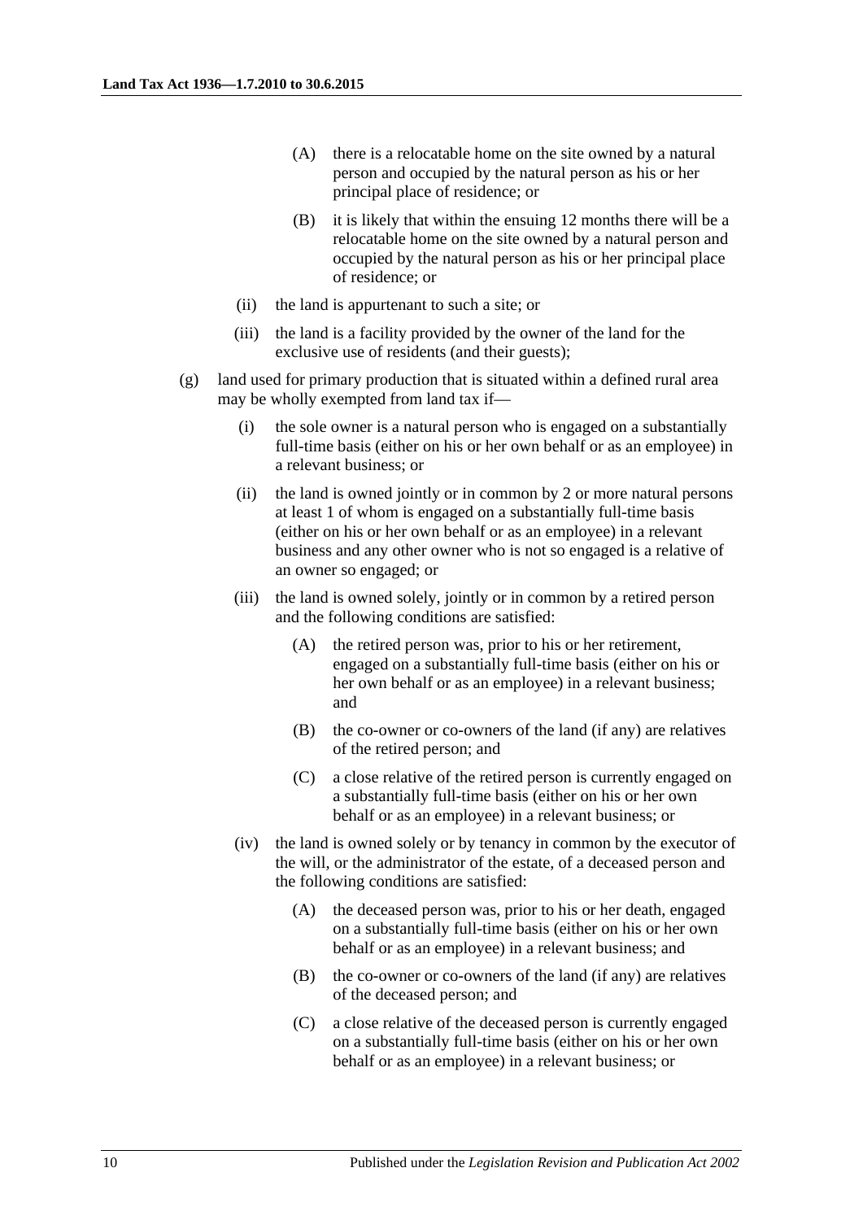(A) there is a relocatable home on the site owned by a natural person and occupied by the natural person as his or her principal place of residence; or

(B) it is likely that within the ensuing 12 months there will be a relocatable home on the site owned by a natural person and occupied by the natural person as his or her principal place of residence; or

(ii) the land is appurtenant to such a site; or

(iii) the land is a facility provided by the owner of the land for the exclusive use of residents (and their guests);

(g) land used for primary production that is situated within a defined rural area may be wholly exempted from land tax if—

(i) the sole owner is a natural person who is engaged on a substantially full-time basis (either on his or her own behalf or as an employee) in a relevant business; or

(ii) the land is owned jointly or in common by 2 or more natural persons at least 1 of whom is engaged on a substantially full-time basis (either on his or her own behalf or as an employee) in a relevant business and any other owner who is not so engaged is a relative of an owner so engaged; or

(iii) the land is owned solely, jointly or in common by a retired person and the following conditions are satisfied:

(A) the retired person was, prior to his or her retirement, engaged on a substantially full-time basis (either on his or her own behalf or as an employee) in a relevant business; and

(B) the co-owner or co-owners of the land (if any) are relatives of the retired person; and

(C) a close relative of the retired person is currently engaged on a substantially full-time basis (either on his or her own behalf or as an employee) in a relevant business; or

(iv) the land is owned solely or by tenancy in common by the executor of the will, or the administrator of the estate, of a deceased person and the following conditions are satisfied:

(A) the deceased person was, prior to his or her death, engaged on a substantially full-time basis (either on his or her own behalf or as an employee) in a relevant business; and

(B) the co-owner or co-owners of the land (if any) are relatives of the deceased person; and

(C) a close relative of the deceased person is currently engaged on a substantially full-time basis (either on his or her own behalf or as an employee) in a relevant business; or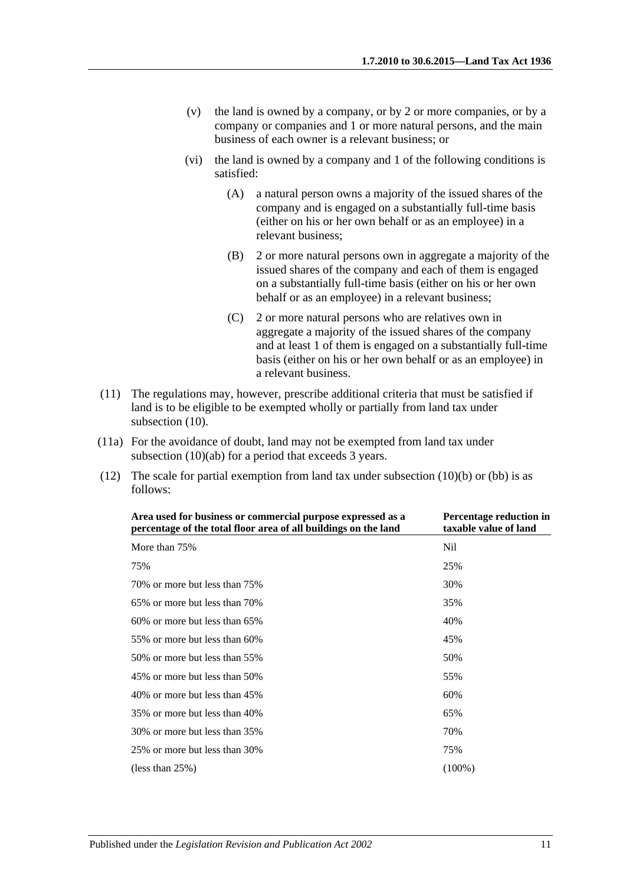(v) the land is owned by a company, or by 2 or more companies, or by a company or companies and 1 or more natural persons, and the main business of each owner is a relevant business; or

(vi) the land is owned by a company and 1 of the following conditions is satisfied:

(A) a natural person owns a majority of the issued shares of the company and is engaged on a substantially full-time basis (either on his or her own behalf or as an employee) in a relevant business;

(B) 2 or more natural persons own in aggregate a majority of the issued shares of the company and each of them is engaged on a substantially full-time basis (either on his or her own behalf or as an employee) in a relevant business;

(C) 2 or more natural persons who are relatives own in aggregate a majority of the issued shares of the company and at least 1 of them is engaged on a substantially full-time basis (either on his or her own behalf or as an employee) in a relevant business.

(11) The regulations may, however, prescribe additional criteria that must be satisfied if land is to be eligible to be exempted wholly or partially from land tax under subsection (10).

(11a) For the avoidance of doubt, land may not be exempted from land tax under subsection (10)(ab) for a period that exceeds 3 years.

(12) The scale for partial exemption from land tax under subsection (10)(b) or (bb) is as follows:

| Area used for business or commercial purpose expressed as a percentage of the total floor area of all buildings on the land | Percentage reduction in taxable value of land |
|---|---|
| More than 75% | Nil |
| 75% | 25% |
| 70% or more but less than 75% | 30% |
| 65% or more but less than 70% | 35% |
| 60% or more but less than 65% | 40% |
| 55% or more but less than 60% | 45% |
| 50% or more but less than 55% | 50% |
| 45% or more but less than 50% | 55% |
| 40% or more but less than 45% | 60% |
| 35% or more but less than 40% | 65% |
| 30% or more but less than 35% | 70% |
| 25% or more but less than 30% | 75% |
| (less than 25%) | (100%) |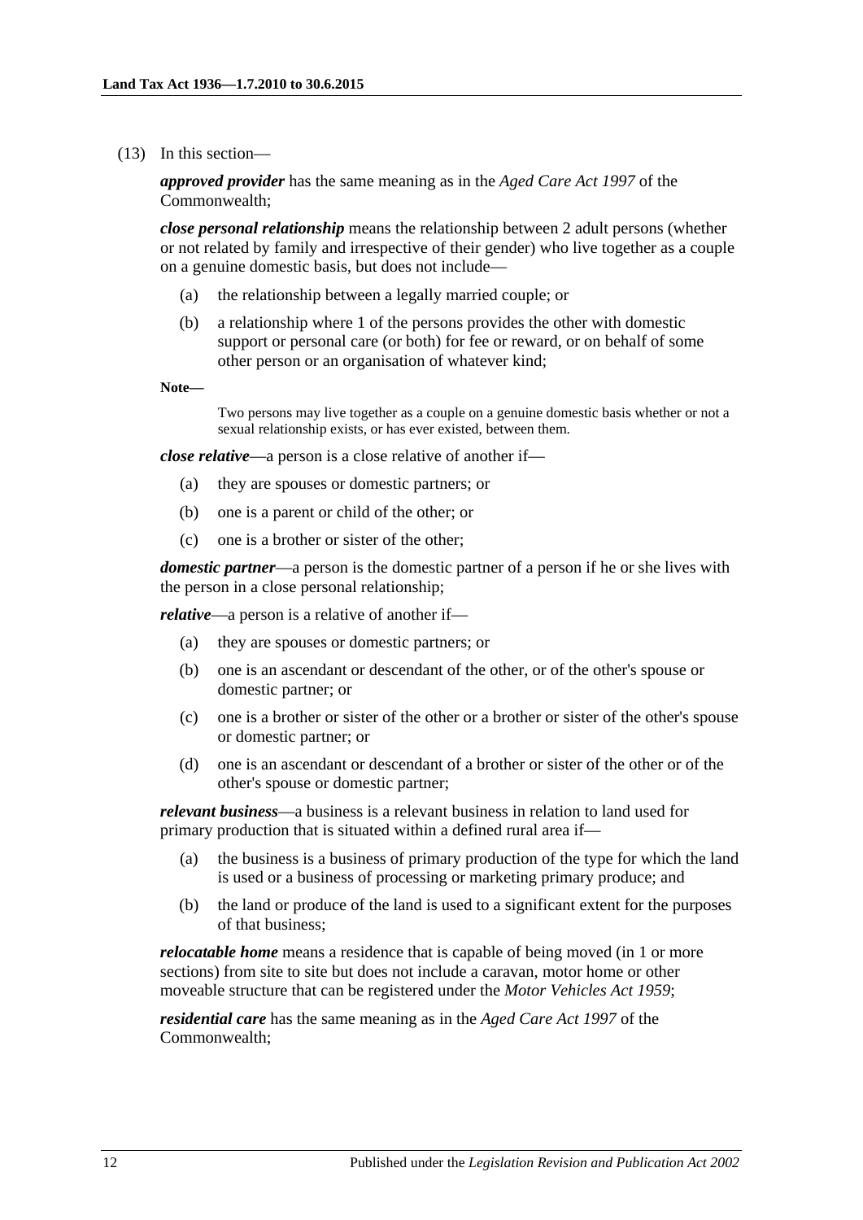(13) In this section—

***approved provider*** has the same meaning as in the *Aged Care Act 1997* of the Commonwealth;

***close personal relationship*** means the relationship between 2 adult persons (whether or not related by family and irrespective of their gender) who live together as a couple on a genuine domestic basis, but does not include—

- (a) the relationship between a legally married couple; or
- (b) a relationship where 1 of the persons provides the other with domestic support or personal care (or both) for fee or reward, or on behalf of some other person or an organisation of whatever kind;

**Note—**

Two persons may live together as a couple on a genuine domestic basis whether or not a sexual relationship exists, or has ever existed, between them.

***close relative***—a person is a close relative of another if—

- (a) they are spouses or domestic partners; or
- (b) one is a parent or child of the other; or
- (c) one is a brother or sister of the other;

***domestic partner***—a person is the domestic partner of a person if he or she lives with the person in a close personal relationship;

***relative***—a person is a relative of another if—

- (a) they are spouses or domestic partners; or
- (b) one is an ascendant or descendant of the other, or of the other's spouse or domestic partner; or
- (c) one is a brother or sister of the other or a brother or sister of the other's spouse or domestic partner; or
- (d) one is an ascendant or descendant of a brother or sister of the other or of the other's spouse or domestic partner;

***relevant business***—a business is a relevant business in relation to land used for primary production that is situated within a defined rural area if—

- (a) the business is a business of primary production of the type for which the land is used or a business of processing or marketing primary produce; and
- (b) the land or produce of the land is used to a significant extent for the purposes of that business;

***relocatable home*** means a residence that is capable of being moved (in 1 or more sections) from site to site but does not include a caravan, motor home or other moveable structure that can be registered under the *Motor Vehicles Act 1959*;

***residential care*** has the same meaning as in the *Aged Care Act 1997* of the Commonwealth;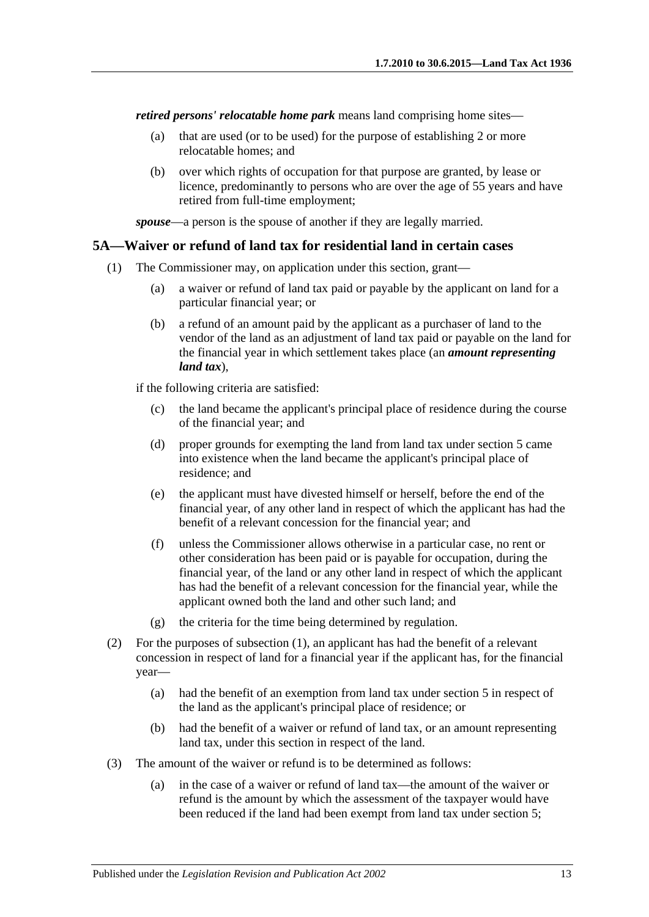***retired persons' relocatable home park*** means land comprising home sites—

- (a) that are used (or to be used) for the purpose of establishing 2 or more relocatable homes; and
- (b) over which rights of occupation for that purpose are granted, by lease or licence, predominantly to persons who are over the age of 55 years and have retired from full-time employment;

***spouse***—a person is the spouse of another if they are legally married.

## 5A—Waiver or refund of land tax for residential land in certain cases

(1) The Commissioner may, on application under this section, grant—

- (a) a waiver or refund of land tax paid or payable by the applicant on land for a particular financial year; or
- (b) a refund of an amount paid by the applicant as a purchaser of land to the vendor of the land as an adjustment of land tax paid or payable on the land for the financial year in which settlement takes place (an ***amount representing land tax***),

if the following criteria are satisfied:

- (c) the land became the applicant's principal place of residence during the course of the financial year; and
- (d) proper grounds for exempting the land from land tax under section 5 came into existence when the land became the applicant's principal place of residence; and
- (e) the applicant must have divested himself or herself, before the end of the financial year, of any other land in respect of which the applicant has had the benefit of a relevant concession for the financial year; and
- (f) unless the Commissioner allows otherwise in a particular case, no rent or other consideration has been paid or is payable for occupation, during the financial year, of the land or any other land in respect of which the applicant has had the benefit of a relevant concession for the financial year, while the applicant owned both the land and other such land; and
- (g) the criteria for the time being determined by regulation.

(2) For the purposes of subsection (1), an applicant has had the benefit of a relevant concession in respect of land for a financial year if the applicant has, for the financial year—

- (a) had the benefit of an exemption from land tax under section 5 in respect of the land as the applicant's principal place of residence; or
- (b) had the benefit of a waiver or refund of land tax, or an amount representing land tax, under this section in respect of the land.

(3) The amount of the waiver or refund is to be determined as follows:

- (a) in the case of a waiver or refund of land tax—the amount of the waiver or refund is the amount by which the assessment of the taxpayer would have been reduced if the land had been exempt from land tax under section 5;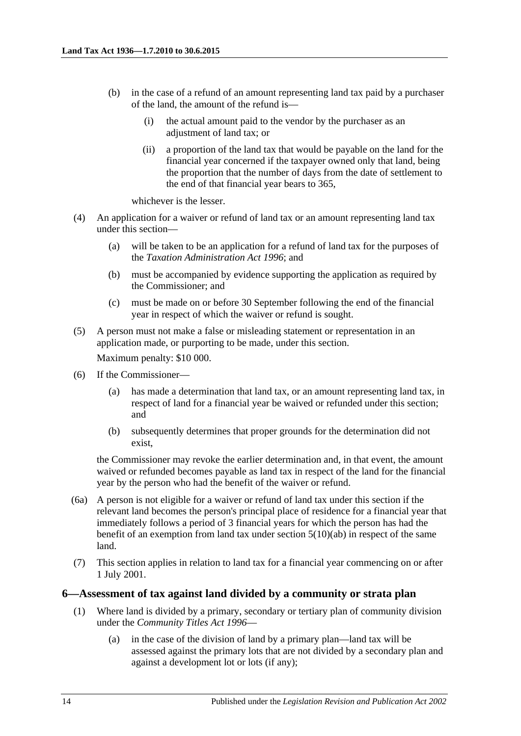(b) in the case of a refund of an amount representing land tax paid by a purchaser of the land, the amount of the refund is—

(i) the actual amount paid to the vendor by the purchaser as an adjustment of land tax; or

(ii) a proportion of the land tax that would be payable on the land for the financial year concerned if the taxpayer owned only that land, being the proportion that the number of days from the date of settlement to the end of that financial year bears to 365,

whichever is the lesser.

(4) An application for a waiver or refund of land tax or an amount representing land tax under this section—

(a) will be taken to be an application for a refund of land tax for the purposes of the *Taxation Administration Act 1996*; and

(b) must be accompanied by evidence supporting the application as required by the Commissioner; and

(c) must be made on or before 30 September following the end of the financial year in respect of which the waiver or refund is sought.

(5) A person must not make a false or misleading statement or representation in an application made, or purporting to be made, under this section.

Maximum penalty: $10 000.

(6) If the Commissioner—

(a) has made a determination that land tax, or an amount representing land tax, in respect of land for a financial year be waived or refunded under this section; and

(b) subsequently determines that proper grounds for the determination did not exist,

the Commissioner may revoke the earlier determination and, in that event, the amount waived or refunded becomes payable as land tax in respect of the land for the financial year by the person who had the benefit of the waiver or refund.

(6a) A person is not eligible for a waiver or refund of land tax under this section if the relevant land becomes the person's principal place of residence for a financial year that immediately follows a period of 3 financial years for which the person has had the benefit of an exemption from land tax under section 5(10)(ab) in respect of the same land.

(7) This section applies in relation to land tax for a financial year commencing on or after 1 July 2001.

## 6—Assessment of tax against land divided by a community or strata plan

(1) Where land is divided by a primary, secondary or tertiary plan of community division under the *Community Titles Act 1996*—

(a) in the case of the division of land by a primary plan—land tax will be assessed against the primary lots that are not divided by a secondary plan and against a development lot or lots (if any);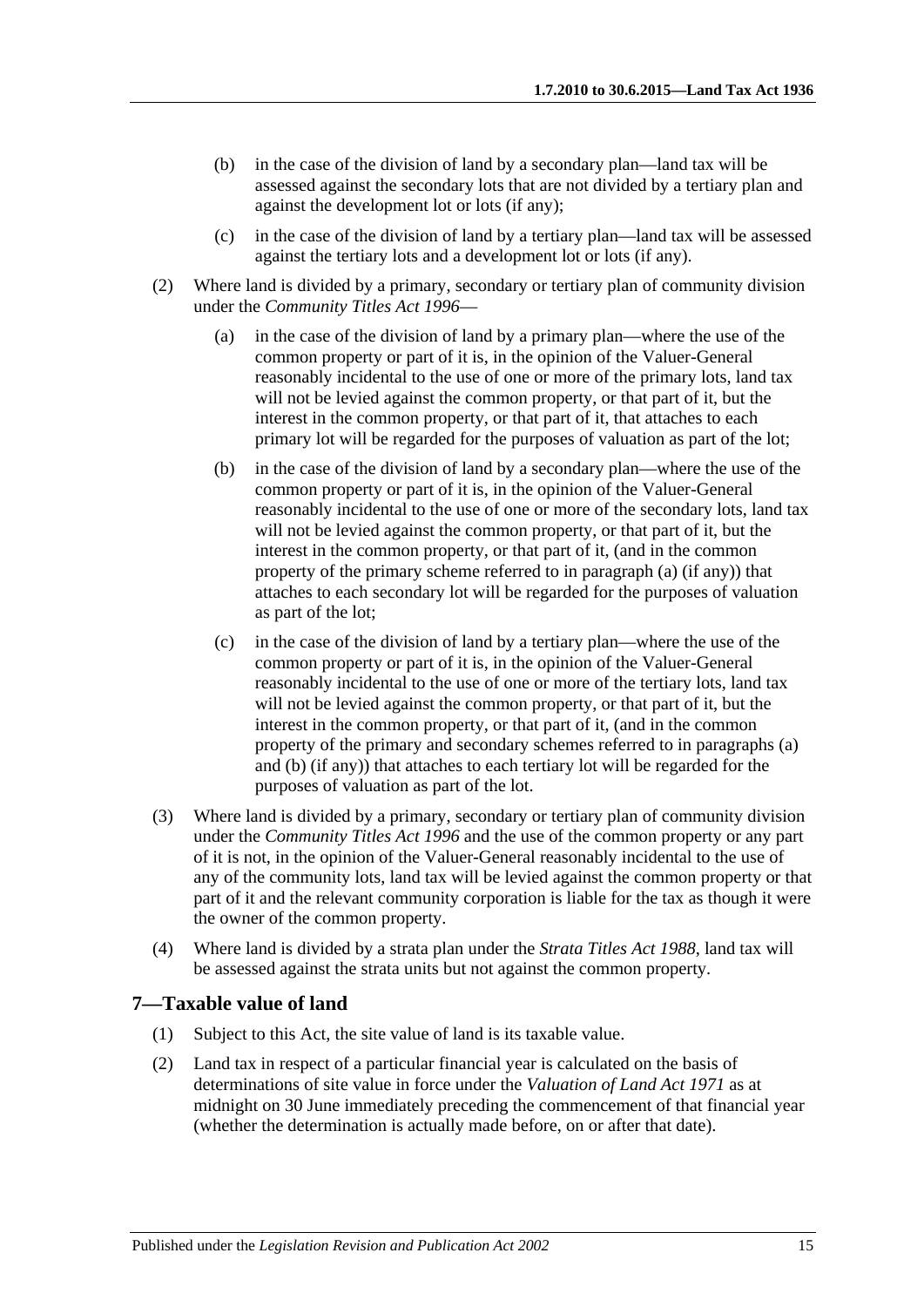(b) in the case of the division of land by a secondary plan—land tax will be assessed against the secondary lots that are not divided by a tertiary plan and against the development lot or lots (if any);

(c) in the case of the division of land by a tertiary plan—land tax will be assessed against the tertiary lots and a development lot or lots (if any).

(2) Where land is divided by a primary, secondary or tertiary plan of community division under the *Community Titles Act 1996*—

(a) in the case of the division of land by a primary plan—where the use of the common property or part of it is, in the opinion of the Valuer-General reasonably incidental to the use of one or more of the primary lots, land tax will not be levied against the common property, or that part of it, but the interest in the common property, or that part of it, that attaches to each primary lot will be regarded for the purposes of valuation as part of the lot;

(b) in the case of the division of land by a secondary plan—where the use of the common property or part of it is, in the opinion of the Valuer-General reasonably incidental to the use of one or more of the secondary lots, land tax will not be levied against the common property, or that part of it, but the interest in the common property, or that part of it, (and in the common property of the primary scheme referred to in paragraph (a) (if any)) that attaches to each secondary lot will be regarded for the purposes of valuation as part of the lot;

(c) in the case of the division of land by a tertiary plan—where the use of the common property or part of it is, in the opinion of the Valuer-General reasonably incidental to the use of one or more of the tertiary lots, land tax will not be levied against the common property, or that part of it, but the interest in the common property, or that part of it, (and in the common property of the primary and secondary schemes referred to in paragraphs (a) and (b) (if any)) that attaches to each tertiary lot will be regarded for the purposes of valuation as part of the lot.

(3) Where land is divided by a primary, secondary or tertiary plan of community division under the *Community Titles Act 1996* and the use of the common property or any part of it is not, in the opinion of the Valuer-General reasonably incidental to the use of any of the community lots, land tax will be levied against the common property or that part of it and the relevant community corporation is liable for the tax as though it were the owner of the common property.

(4) Where land is divided by a strata plan under the *Strata Titles Act 1988*, land tax will be assessed against the strata units but not against the common property.

## 7—Taxable value of land

(1) Subject to this Act, the site value of land is its taxable value.

(2) Land tax in respect of a particular financial year is calculated on the basis of determinations of site value in force under the *Valuation of Land Act 1971* as at midnight on 30 June immediately preceding the commencement of that financial year (whether the determination is actually made before, on or after that date).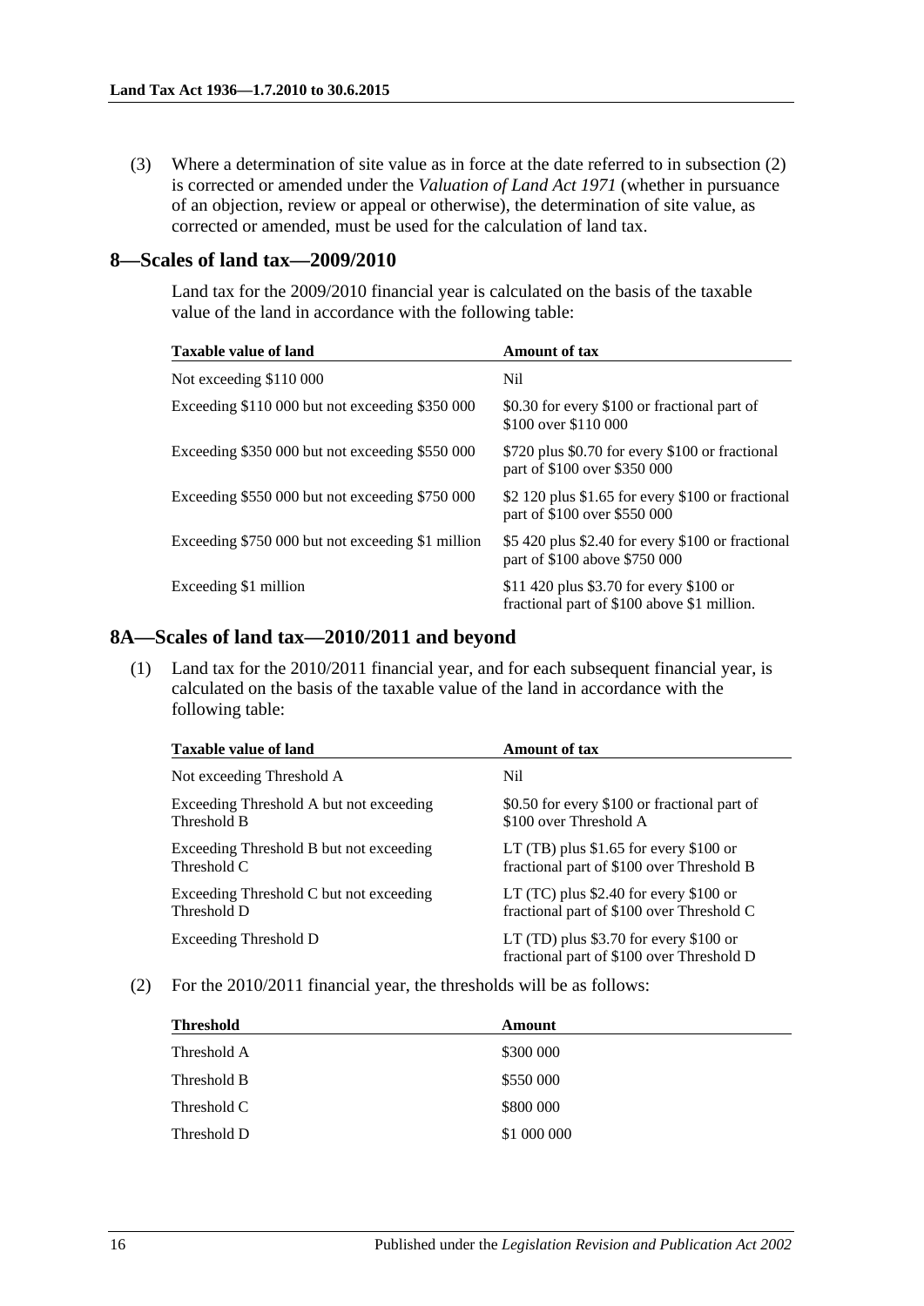(3) Where a determination of site value as in force at the date referred to in subsection (2) is corrected or amended under the *Valuation of Land Act 1971* (whether in pursuance of an objection, review or appeal or otherwise), the determination of site value, as corrected or amended, must be used for the calculation of land tax.

## 8—Scales of land tax—2009/2010

Land tax for the 2009/2010 financial year is calculated on the basis of the taxable value of the land in accordance with the following table:

| Taxable value of land | Amount of tax |
|---|---|
| Not exceeding \$110 000 | Nil |
| Exceeding \$110 000 but not exceeding \$350 000 | \$0.30 for every \$100 or fractional part of \$100 over \$110 000 |
| Exceeding \$350 000 but not exceeding \$550 000 | \$720 plus \$0.70 for every \$100 or fractional part of \$100 over \$350 000 |
| Exceeding \$550 000 but not exceeding \$750 000 | \$2 120 plus \$1.65 for every \$100 or fractional part of \$100 over \$550 000 |
| Exceeding \$750 000 but not exceeding \$1 million | \$5 420 plus \$2.40 for every \$100 or fractional part of \$100 above \$750 000 |
| Exceeding \$1 million | \$11 420 plus \$3.70 for every \$100 or fractional part of \$100 above \$1 million. |

## 8A—Scales of land tax—2010/2011 and beyond

(1) Land tax for the 2010/2011 financial year, and for each subsequent financial year, is calculated on the basis of the taxable value of the land in accordance with the following table:

| Taxable value of land | Amount of tax |
|---|---|
| Not exceeding Threshold A | Nil |
| Exceeding Threshold A but not exceeding Threshold B | \$0.50 for every \$100 or fractional part of \$100 over Threshold A |
| Exceeding Threshold B but not exceeding Threshold C | LT (TB) plus \$1.65 for every \$100 or fractional part of \$100 over Threshold B |
| Exceeding Threshold C but not exceeding Threshold D | LT (TC) plus \$2.40 for every \$100 or fractional part of \$100 over Threshold C |
| Exceeding Threshold D | LT (TD) plus \$3.70 for every \$100 or fractional part of \$100 over Threshold D |

(2) For the 2010/2011 financial year, the thresholds will be as follows:

| Threshold | Amount |
|---|---|
| Threshold A | \$300 000 |
| Threshold B | \$550 000 |
| Threshold C | \$800 000 |
| Threshold D | \$1 000 000 |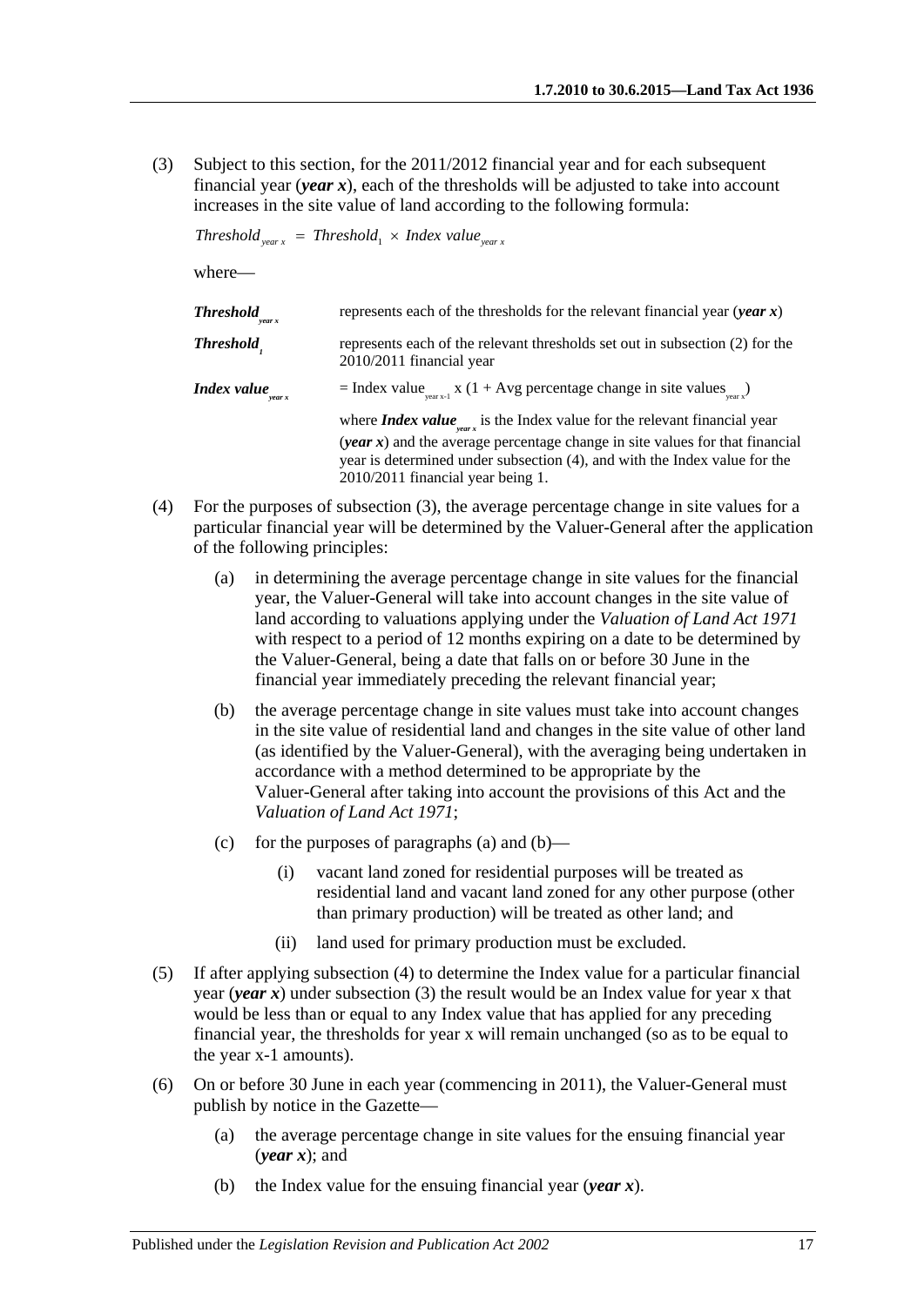(3) Subject to this section, for the 2011/2012 financial year and for each subsequent financial year (***year x***), each of the thresholds will be adjusted to take into account increases in the site value of land according to the following formula:

$$Threshold_{year\ x} = Threshold_1 \times Index\ value_{year\ x}$$

where—

| | |
|---|---|
| $\boldsymbol{Threshold_{year\ x}}$ | represents each of the thresholds for the relevant financial year (***year x***) |
| $\boldsymbol{Threshold_1}$ | represents each of the relevant thresholds set out in subsection (2) for the 2010/2011 financial year |
| $\boldsymbol{Index\ value_{year\ x}}$ | $=$ Index value$_{year\ x-1}$ x (1 + Avg percentage change in site values$_{year\ x}$) |
| | where ***Index value***$_{year\ x}$ is the Index value for the relevant financial year (***year x***) and the average percentage change in site values for that financial year is determined under subsection (4), and with the Index value for the 2010/2011 financial year being 1. |

(4) For the purposes of subsection (3), the average percentage change in site values for a particular financial year will be determined by the Valuer-General after the application of the following principles:

(a) in determining the average percentage change in site values for the financial year, the Valuer-General will take into account changes in the site value of land according to valuations applying under the *Valuation of Land Act 1971* with respect to a period of 12 months expiring on a date to be determined by the Valuer-General, being a date that falls on or before 30 June in the financial year immediately preceding the relevant financial year;

(b) the average percentage change in site values must take into account changes in the site value of residential land and changes in the site value of other land (as identified by the Valuer-General), with the averaging being undertaken in accordance with a method determined to be appropriate by the Valuer-General after taking into account the provisions of this Act and the *Valuation of Land Act 1971*;

(c) for the purposes of paragraphs (a) and (b)—

(i) vacant land zoned for residential purposes will be treated as residential land and vacant land zoned for any other purpose (other than primary production) will be treated as other land; and

(ii) land used for primary production must be excluded.

(5) If after applying subsection (4) to determine the Index value for a particular financial year (***year x***) under subsection (3) the result would be an Index value for year x that would be less than or equal to any Index value that has applied for any preceding financial year, the thresholds for year x will remain unchanged (so as to be equal to the year x-1 amounts).

(6) On or before 30 June in each year (commencing in 2011), the Valuer-General must publish by notice in the Gazette—

(a) the average percentage change in site values for the ensuing financial year (***year x***); and

(b) the Index value for the ensuing financial year (***year x***).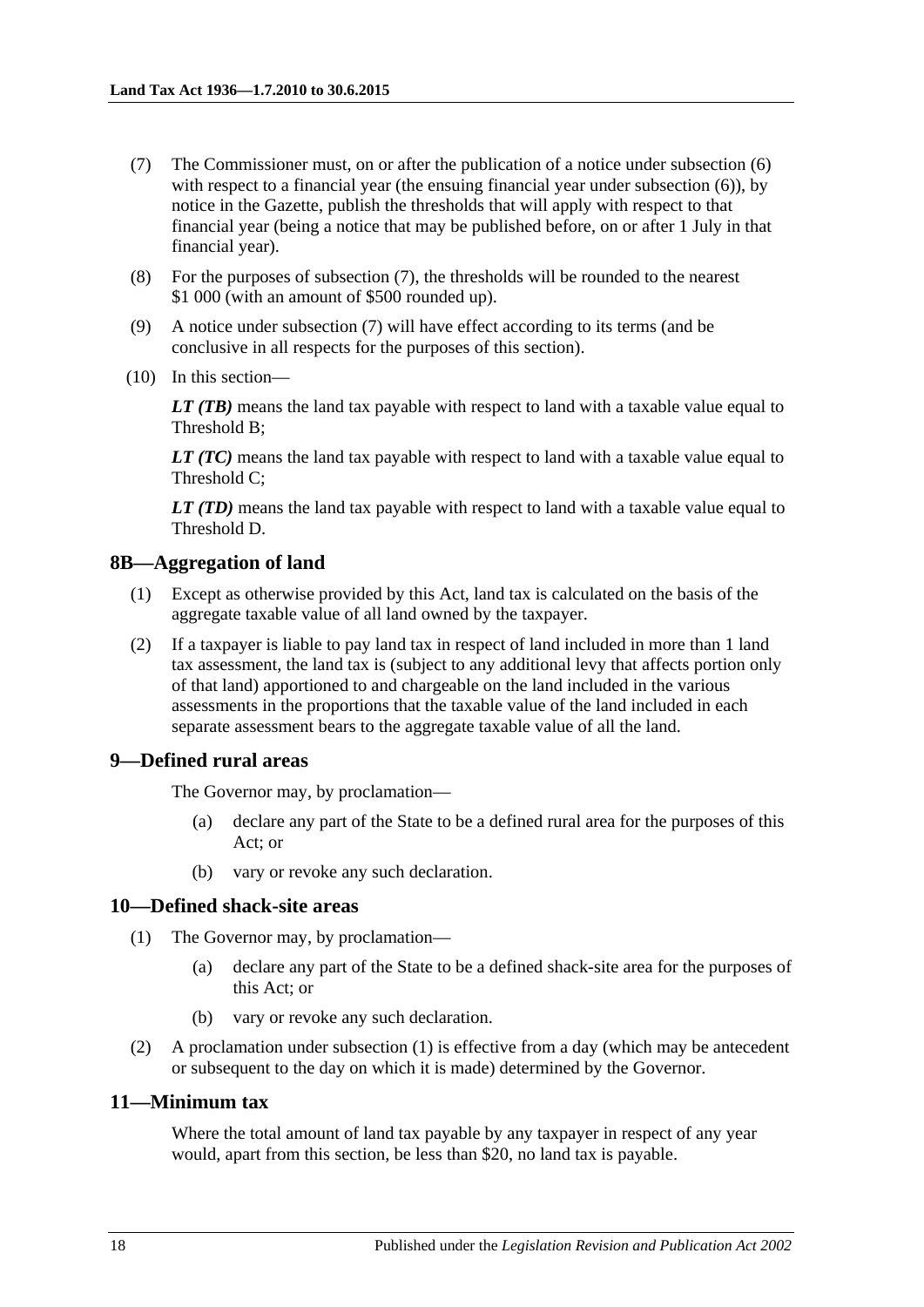(7) The Commissioner must, on or after the publication of a notice under subsection (6) with respect to a financial year (the ensuing financial year under subsection (6)), by notice in the Gazette, publish the thresholds that will apply with respect to that financial year (being a notice that may be published before, on or after 1 July in that financial year).

(8) For the purposes of subsection (7), the thresholds will be rounded to the nearest $1 000 (with an amount of $500 rounded up).

(9) A notice under subsection (7) will have effect according to its terms (and be conclusive in all respects for the purposes of this section).

(10) In this section—

***LT (TB)*** means the land tax payable with respect to land with a taxable value equal to Threshold B;

***LT (TC)*** means the land tax payable with respect to land with a taxable value equal to Threshold C;

***LT (TD)*** means the land tax payable with respect to land with a taxable value equal to Threshold D.

## 8B—Aggregation of land

(1) Except as otherwise provided by this Act, land tax is calculated on the basis of the aggregate taxable value of all land owned by the taxpayer.

(2) If a taxpayer is liable to pay land tax in respect of land included in more than 1 land tax assessment, the land tax is (subject to any additional levy that affects portion only of that land) apportioned to and chargeable on the land included in the various assessments in the proportions that the taxable value of the land included in each separate assessment bears to the aggregate taxable value of all the land.

## 9—Defined rural areas

The Governor may, by proclamation—

(a) declare any part of the State to be a defined rural area for the purposes of this Act; or

(b) vary or revoke any such declaration.

## 10—Defined shack-site areas

(1) The Governor may, by proclamation—

(a) declare any part of the State to be a defined shack-site area for the purposes of this Act; or

(b) vary or revoke any such declaration.

(2) A proclamation under subsection (1) is effective from a day (which may be antecedent or subsequent to the day on which it is made) determined by the Governor.

## 11—Minimum tax

Where the total amount of land tax payable by any taxpayer in respect of any year would, apart from this section, be less than $20, no land tax is payable.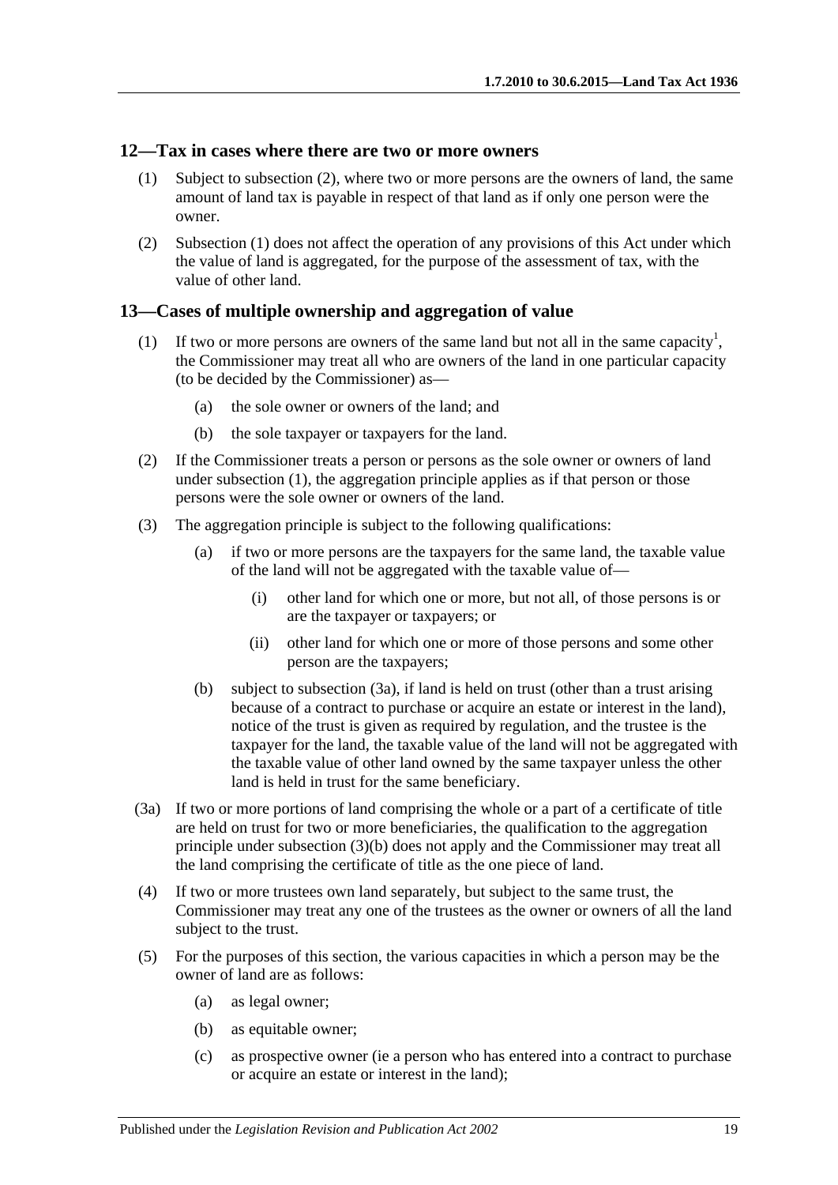## 12—Tax in cases where there are two or more owners

(1) Subject to subsection (2), where two or more persons are the owners of land, the same amount of land tax is payable in respect of that land as if only one person were the owner.

(2) Subsection (1) does not affect the operation of any provisions of this Act under which the value of land is aggregated, for the purpose of the assessment of tax, with the value of other land.

## 13—Cases of multiple ownership and aggregation of value

(1) If two or more persons are owners of the same land but not all in the same capacity[1], the Commissioner may treat all who are owners of the land in one particular capacity (to be decided by the Commissioner) as—

(a) the sole owner or owners of the land; and

(b) the sole taxpayer or taxpayers for the land.

(2) If the Commissioner treats a person or persons as the sole owner or owners of land under subsection (1), the aggregation principle applies as if that person or those persons were the sole owner or owners of the land.

(3) The aggregation principle is subject to the following qualifications:

(a) if two or more persons are the taxpayers for the same land, the taxable value of the land will not be aggregated with the taxable value of—

(i) other land for which one or more, but not all, of those persons is or are the taxpayer or taxpayers; or

(ii) other land for which one or more of those persons and some other person are the taxpayers;

(b) subject to subsection (3a), if land is held on trust (other than a trust arising because of a contract to purchase or acquire an estate or interest in the land), notice of the trust is given as required by regulation, and the trustee is the taxpayer for the land, the taxable value of the land will not be aggregated with the taxable value of other land owned by the same taxpayer unless the other land is held in trust for the same beneficiary.

(3a) If two or more portions of land comprising the whole or a part of a certificate of title are held on trust for two or more beneficiaries, the qualification to the aggregation principle under subsection (3)(b) does not apply and the Commissioner may treat all the land comprising the certificate of title as the one piece of land.

(4) If two or more trustees own land separately, but subject to the same trust, the Commissioner may treat any one of the trustees as the owner or owners of all the land subject to the trust.

(5) For the purposes of this section, the various capacities in which a person may be the owner of land are as follows:

(a) as legal owner;

(b) as equitable owner;

(c) as prospective owner (ie a person who has entered into a contract to purchase or acquire an estate or interest in the land);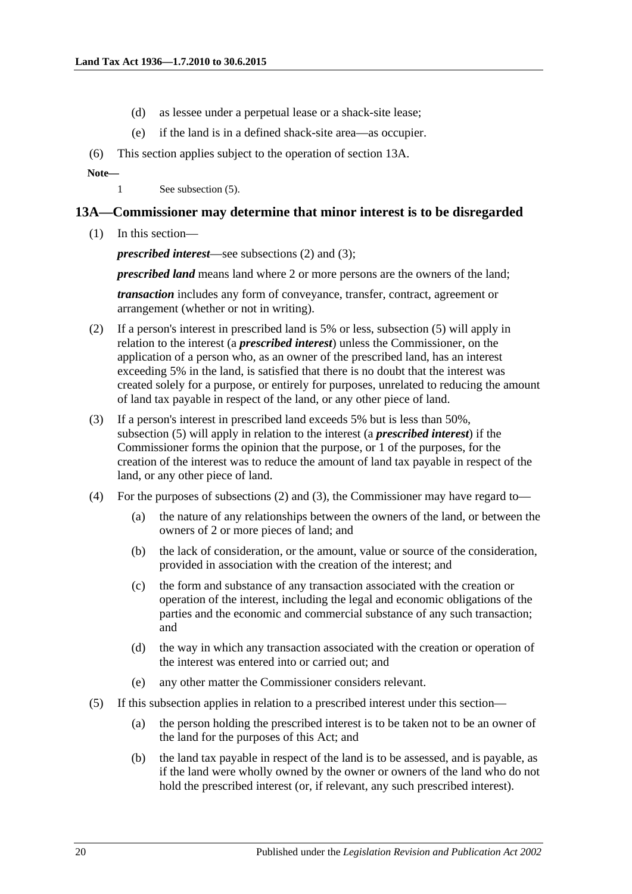(d) as lessee under a perpetual lease or a shack-site lease;

(e) if the land is in a defined shack-site area—as occupier.

(6) This section applies subject to the operation of section 13A.

**Note—**

1 See subsection (5).

## 13A—Commissioner may determine that minor interest is to be disregarded

(1) In this section—

***prescribed interest***—see subsections (2) and (3);

***prescribed land*** means land where 2 or more persons are the owners of the land;

***transaction*** includes any form of conveyance, transfer, contract, agreement or arrangement (whether or not in writing).

(2) If a person's interest in prescribed land is 5% or less, subsection (5) will apply in relation to the interest (a ***prescribed interest***) unless the Commissioner, on the application of a person who, as an owner of the prescribed land, has an interest exceeding 5% in the land, is satisfied that there is no doubt that the interest was created solely for a purpose, or entirely for purposes, unrelated to reducing the amount of land tax payable in respect of the land, or any other piece of land.

(3) If a person's interest in prescribed land exceeds 5% but is less than 50%, subsection (5) will apply in relation to the interest (a ***prescribed interest***) if the Commissioner forms the opinion that the purpose, or 1 of the purposes, for the creation of the interest was to reduce the amount of land tax payable in respect of the land, or any other piece of land.

(4) For the purposes of subsections (2) and (3), the Commissioner may have regard to—

(a) the nature of any relationships between the owners of the land, or between the owners of 2 or more pieces of land; and

(b) the lack of consideration, or the amount, value or source of the consideration, provided in association with the creation of the interest; and

(c) the form and substance of any transaction associated with the creation or operation of the interest, including the legal and economic obligations of the parties and the economic and commercial substance of any such transaction; and

(d) the way in which any transaction associated with the creation or operation of the interest was entered into or carried out; and

(e) any other matter the Commissioner considers relevant.

(5) If this subsection applies in relation to a prescribed interest under this section—

(a) the person holding the prescribed interest is to be taken not to be an owner of the land for the purposes of this Act; and

(b) the land tax payable in respect of the land is to be assessed, and is payable, as if the land were wholly owned by the owner or owners of the land who do not hold the prescribed interest (or, if relevant, any such prescribed interest).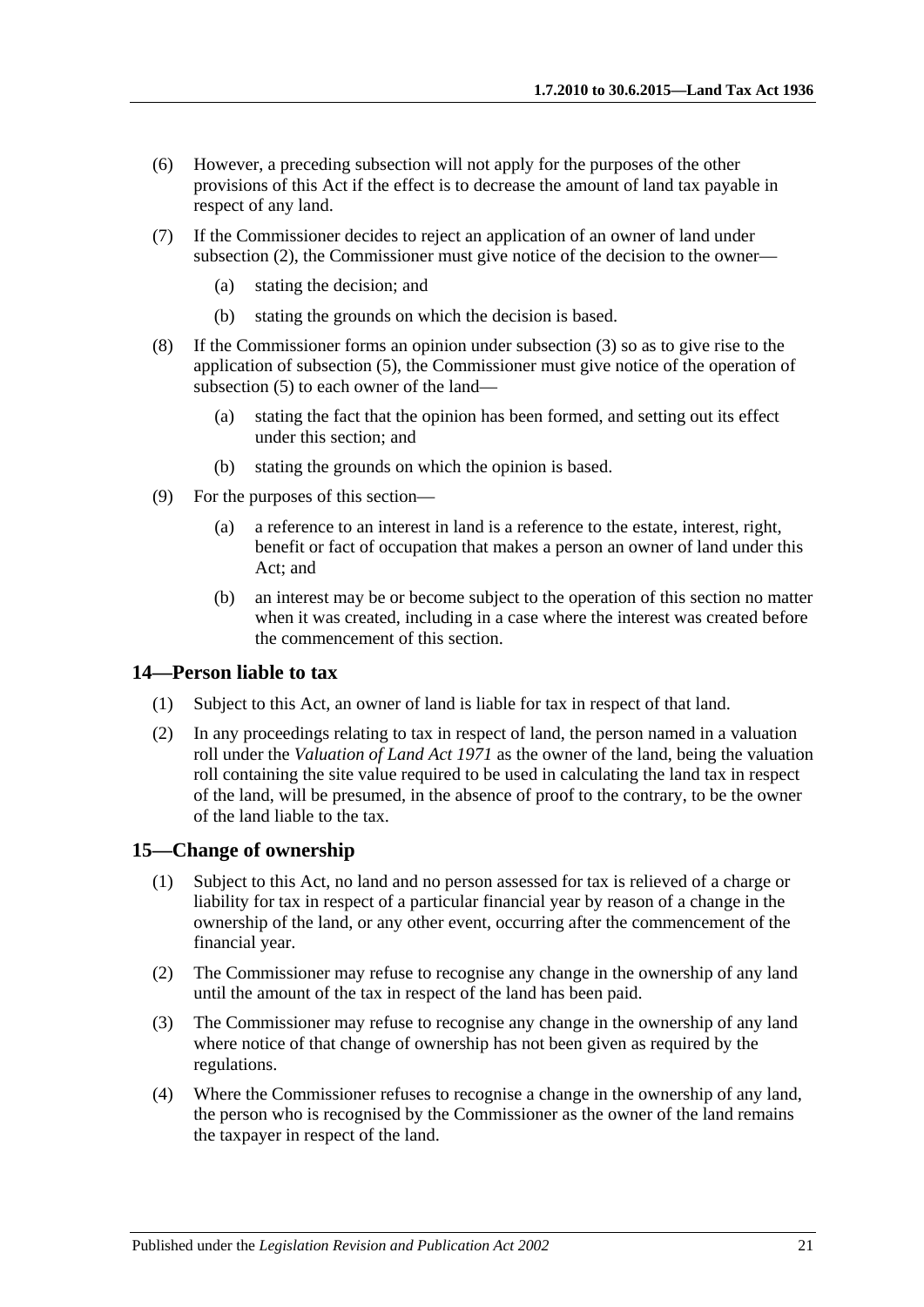(6) However, a preceding subsection will not apply for the purposes of the other provisions of this Act if the effect is to decrease the amount of land tax payable in respect of any land.

(7) If the Commissioner decides to reject an application of an owner of land under subsection (2), the Commissioner must give notice of the decision to the owner—

(a) stating the decision; and

(b) stating the grounds on which the decision is based.

(8) If the Commissioner forms an opinion under subsection (3) so as to give rise to the application of subsection (5), the Commissioner must give notice of the operation of subsection (5) to each owner of the land—

(a) stating the fact that the opinion has been formed, and setting out its effect under this section; and

(b) stating the grounds on which the opinion is based.

(9) For the purposes of this section—

(a) a reference to an interest in land is a reference to the estate, interest, right, benefit or fact of occupation that makes a person an owner of land under this Act; and

(b) an interest may be or become subject to the operation of this section no matter when it was created, including in a case where the interest was created before the commencement of this section.

## 14—Person liable to tax

(1) Subject to this Act, an owner of land is liable for tax in respect of that land.

(2) In any proceedings relating to tax in respect of land, the person named in a valuation roll under the *Valuation of Land Act 1971* as the owner of the land, being the valuation roll containing the site value required to be used in calculating the land tax in respect of the land, will be presumed, in the absence of proof to the contrary, to be the owner of the land liable to the tax.

## 15—Change of ownership

(1) Subject to this Act, no land and no person assessed for tax is relieved of a charge or liability for tax in respect of a particular financial year by reason of a change in the ownership of the land, or any other event, occurring after the commencement of the financial year.

(2) The Commissioner may refuse to recognise any change in the ownership of any land until the amount of the tax in respect of the land has been paid.

(3) The Commissioner may refuse to recognise any change in the ownership of any land where notice of that change of ownership has not been given as required by the regulations.

(4) Where the Commissioner refuses to recognise a change in the ownership of any land, the person who is recognised by the Commissioner as the owner of the land remains the taxpayer in respect of the land.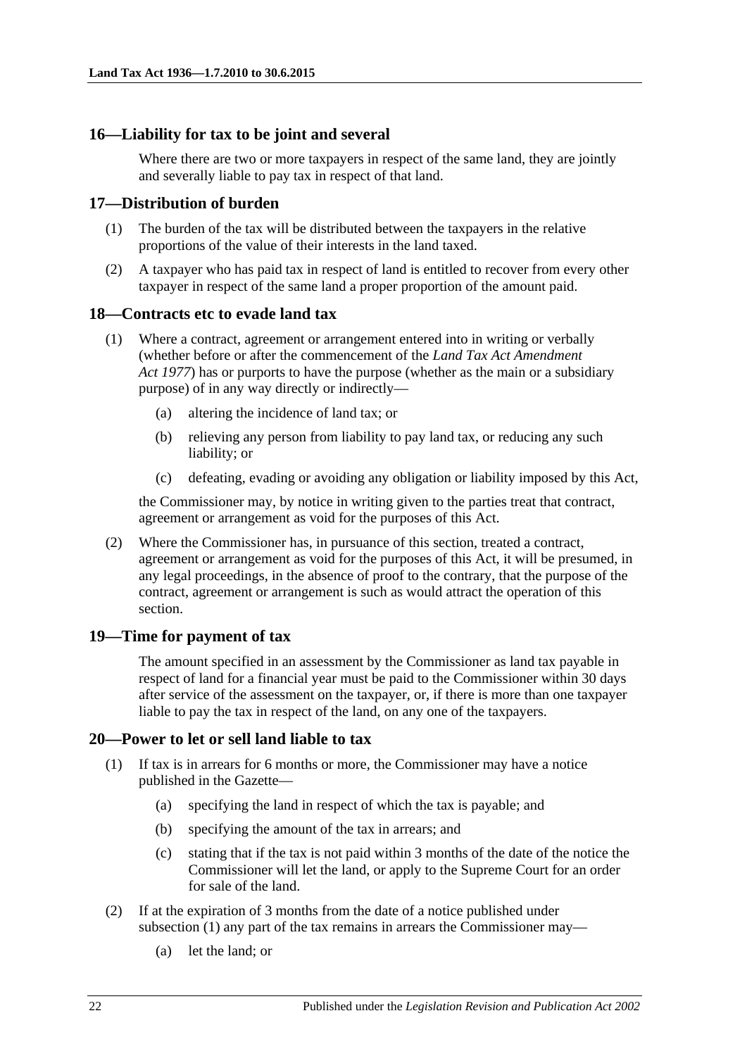## 16—Liability for tax to be joint and several

Where there are two or more taxpayers in respect of the same land, they are jointly and severally liable to pay tax in respect of that land.

## 17—Distribution of burden

(1) The burden of the tax will be distributed between the taxpayers in the relative proportions of the value of their interests in the land taxed.

(2) A taxpayer who has paid tax in respect of land is entitled to recover from every other taxpayer in respect of the same land a proper proportion of the amount paid.

## 18—Contracts etc to evade land tax

(1) Where a contract, agreement or arrangement entered into in writing or verbally (whether before or after the commencement of the *Land Tax Act Amendment Act 1977*) has or purports to have the purpose (whether as the main or a subsidiary purpose) of in any way directly or indirectly—

- (a) altering the incidence of land tax; or
- (b) relieving any person from liability to pay land tax, or reducing any such liability; or
- (c) defeating, evading or avoiding any obligation or liability imposed by this Act,

the Commissioner may, by notice in writing given to the parties treat that contract, agreement or arrangement as void for the purposes of this Act.

(2) Where the Commissioner has, in pursuance of this section, treated a contract, agreement or arrangement as void for the purposes of this Act, it will be presumed, in any legal proceedings, in the absence of proof to the contrary, that the purpose of the contract, agreement or arrangement is such as would attract the operation of this section.

## 19—Time for payment of tax

The amount specified in an assessment by the Commissioner as land tax payable in respect of land for a financial year must be paid to the Commissioner within 30 days after service of the assessment on the taxpayer, or, if there is more than one taxpayer liable to pay the tax in respect of the land, on any one of the taxpayers.

## 20—Power to let or sell land liable to tax

(1) If tax is in arrears for 6 months or more, the Commissioner may have a notice published in the Gazette—

- (a) specifying the land in respect of which the tax is payable; and
- (b) specifying the amount of the tax in arrears; and
- (c) stating that if the tax is not paid within 3 months of the date of the notice the Commissioner will let the land, or apply to the Supreme Court for an order for sale of the land.

(2) If at the expiration of 3 months from the date of a notice published under subsection (1) any part of the tax remains in arrears the Commissioner may—

- (a) let the land; or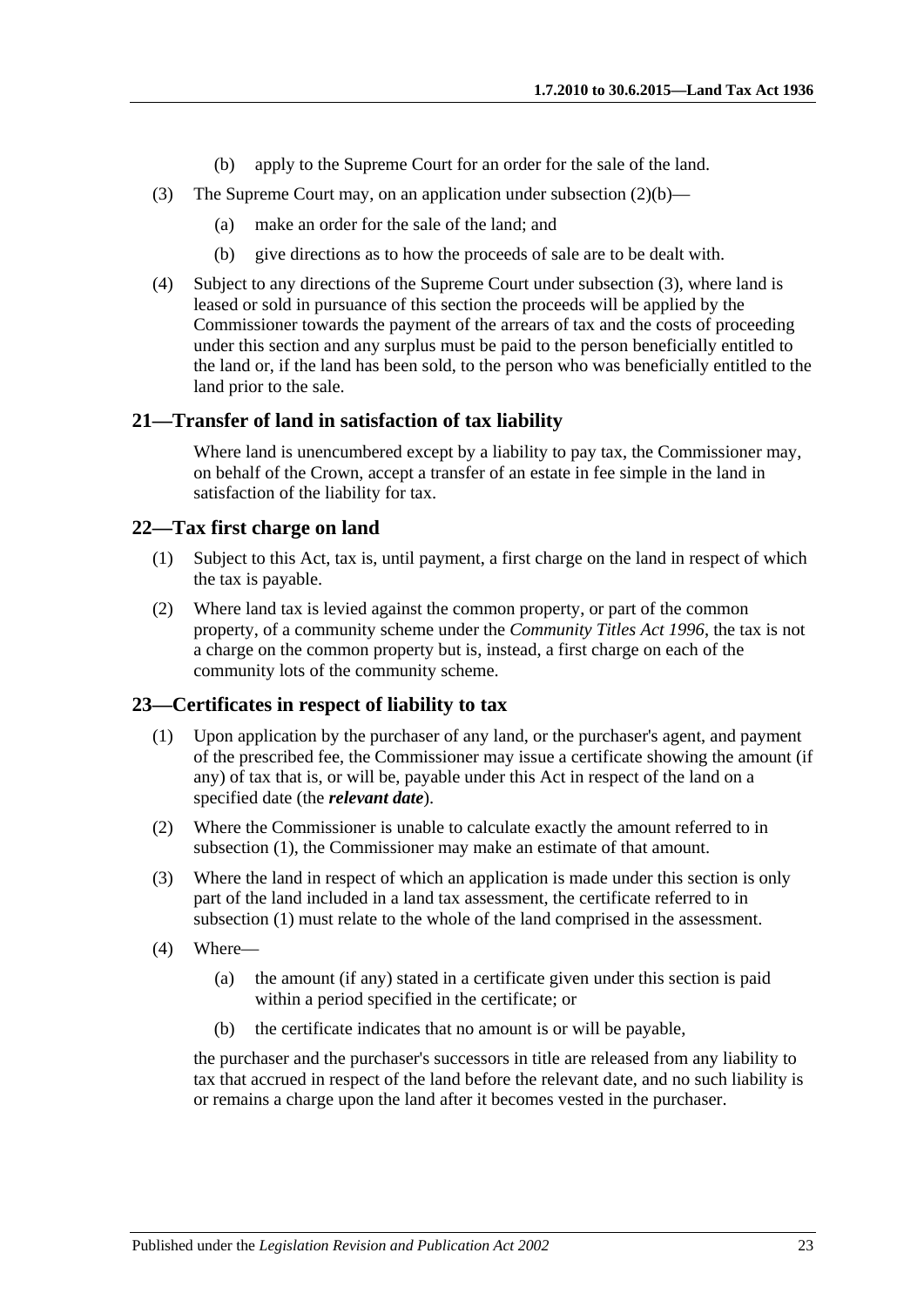(b) apply to the Supreme Court for an order for the sale of the land.

(3) The Supreme Court may, on an application under subsection (2)(b)—

(a) make an order for the sale of the land; and

(b) give directions as to how the proceeds of sale are to be dealt with.

(4) Subject to any directions of the Supreme Court under subsection (3), where land is leased or sold in pursuance of this section the proceeds will be applied by the Commissioner towards the payment of the arrears of tax and the costs of proceeding under this section and any surplus must be paid to the person beneficially entitled to the land or, if the land has been sold, to the person who was beneficially entitled to the land prior to the sale.

## 21—Transfer of land in satisfaction of tax liability

Where land is unencumbered except by a liability to pay tax, the Commissioner may, on behalf of the Crown, accept a transfer of an estate in fee simple in the land in satisfaction of the liability for tax.

## 22—Tax first charge on land

(1) Subject to this Act, tax is, until payment, a first charge on the land in respect of which the tax is payable.

(2) Where land tax is levied against the common property, or part of the common property, of a community scheme under the *Community Titles Act 1996*, the tax is not a charge on the common property but is, instead, a first charge on each of the community lots of the community scheme.

## 23—Certificates in respect of liability to tax

(1) Upon application by the purchaser of any land, or the purchaser's agent, and payment of the prescribed fee, the Commissioner may issue a certificate showing the amount (if any) of tax that is, or will be, payable under this Act in respect of the land on a specified date (the ***relevant date***).

(2) Where the Commissioner is unable to calculate exactly the amount referred to in subsection (1), the Commissioner may make an estimate of that amount.

(3) Where the land in respect of which an application is made under this section is only part of the land included in a land tax assessment, the certificate referred to in subsection (1) must relate to the whole of the land comprised in the assessment.

(4) Where—

(a) the amount (if any) stated in a certificate given under this section is paid within a period specified in the certificate; or

(b) the certificate indicates that no amount is or will be payable,

the purchaser and the purchaser's successors in title are released from any liability to tax that accrued in respect of the land before the relevant date, and no such liability is or remains a charge upon the land after it becomes vested in the purchaser.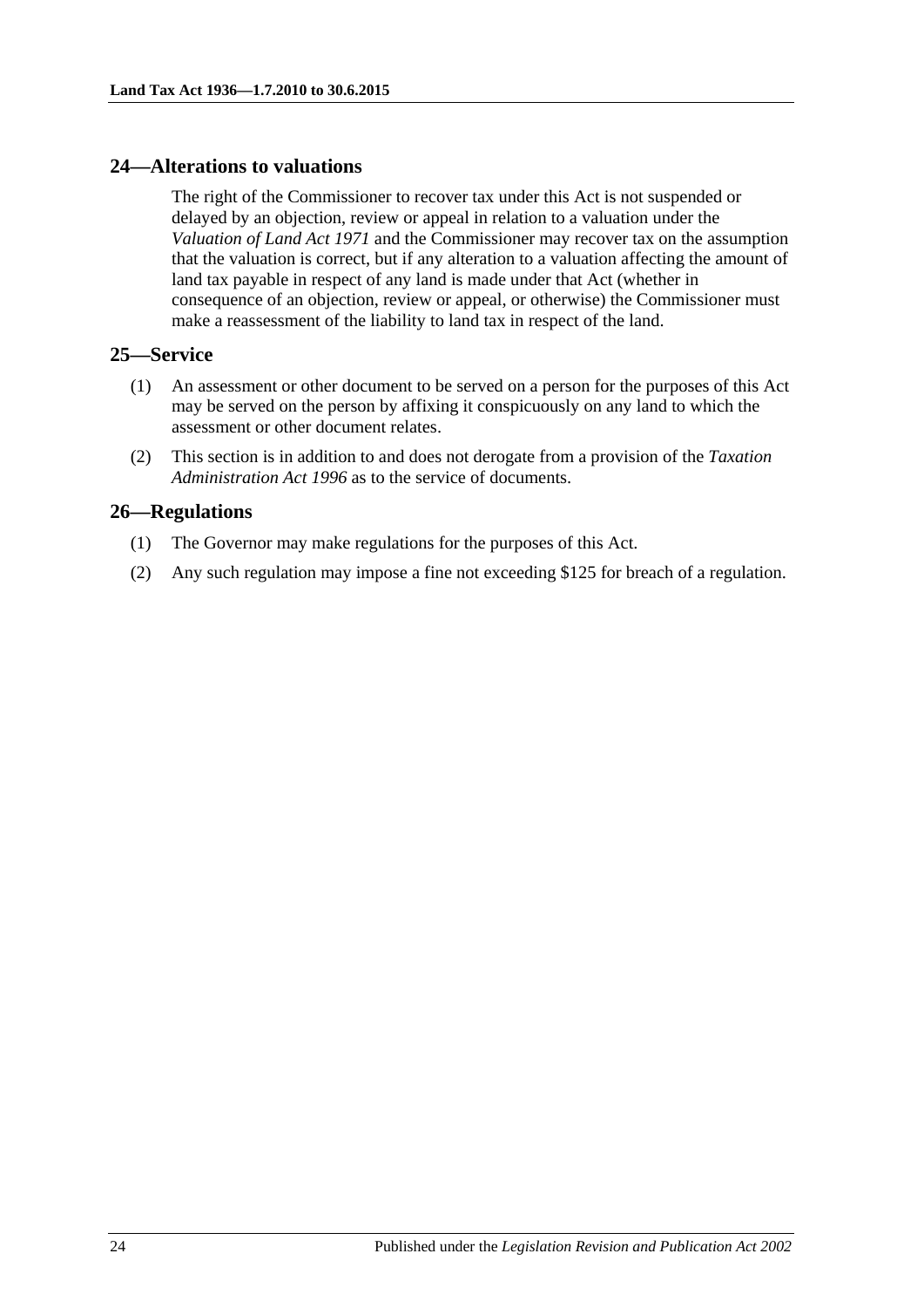## 24—Alterations to valuations

The right of the Commissioner to recover tax under this Act is not suspended or delayed by an objection, review or appeal in relation to a valuation under the *Valuation of Land Act 1971* and the Commissioner may recover tax on the assumption that the valuation is correct, but if any alteration to a valuation affecting the amount of land tax payable in respect of any land is made under that Act (whether in consequence of an objection, review or appeal, or otherwise) the Commissioner must make a reassessment of the liability to land tax in respect of the land.

## 25—Service

(1) An assessment or other document to be served on a person for the purposes of this Act may be served on the person by affixing it conspicuously on any land to which the assessment or other document relates.

(2) This section is in addition to and does not derogate from a provision of the *Taxation Administration Act 1996* as to the service of documents.

## 26—Regulations

(1) The Governor may make regulations for the purposes of this Act.

(2) Any such regulation may impose a fine not exceeding $125 for breach of a regulation.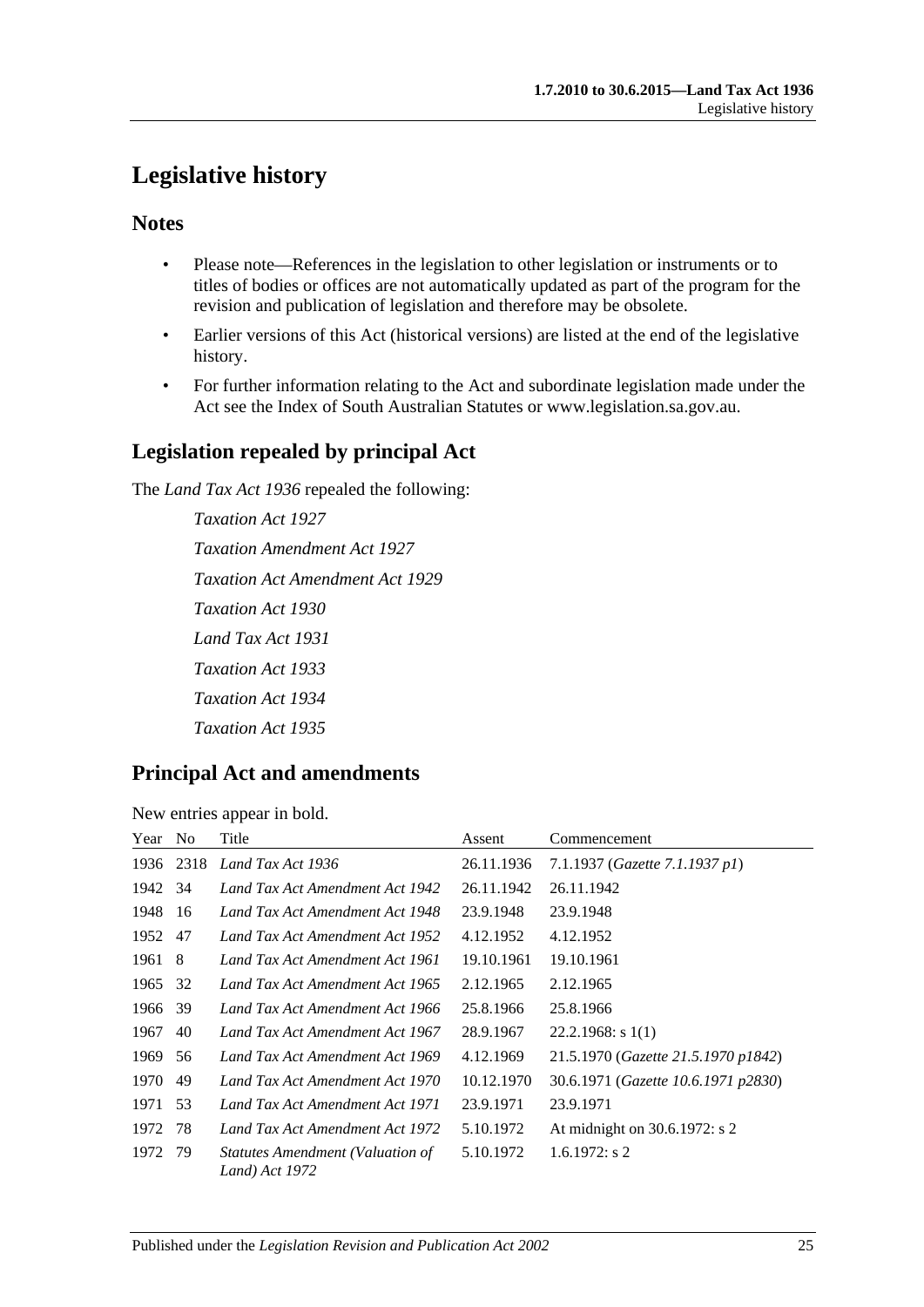# Legislative history

## Notes

- Please note—References in the legislation to other legislation or instruments or to titles of bodies or offices are not automatically updated as part of the program for the revision and publication of legislation and therefore may be obsolete.
- Earlier versions of this Act (historical versions) are listed at the end of the legislative history.
- For further information relating to the Act and subordinate legislation made under the Act see the Index of South Australian Statutes or www.legislation.sa.gov.au.

## Legislation repealed by principal Act

The *Land Tax Act 1936* repealed the following:

*Taxation Act 1927*

*Taxation Amendment Act 1927*

*Taxation Act Amendment Act 1929*

*Taxation Act 1930*

*Land Tax Act 1931*

*Taxation Act 1933*

*Taxation Act 1934*

*Taxation Act 1935*

## Principal Act and amendments

New entries appear in bold.

| Year | No | Title | Assent | Commencement |
|---|---|---|---|---|
| 1936 | 2318 | *Land Tax Act 1936* | 26.11.1936 | 7.1.1937 (*Gazette 7.1.1937 p1*) |
| 1942 | 34 | *Land Tax Act Amendment Act 1942* | 26.11.1942 | 26.11.1942 |
| 1948 | 16 | *Land Tax Act Amendment Act 1948* | 23.9.1948 | 23.9.1948 |
| 1952 | 47 | *Land Tax Act Amendment Act 1952* | 4.12.1952 | 4.12.1952 |
| 1961 | 8 | *Land Tax Act Amendment Act 1961* | 19.10.1961 | 19.10.1961 |
| 1965 | 32 | *Land Tax Act Amendment Act 1965* | 2.12.1965 | 2.12.1965 |
| 1966 | 39 | *Land Tax Act Amendment Act 1966* | 25.8.1966 | 25.8.1966 |
| 1967 | 40 | *Land Tax Act Amendment Act 1967* | 28.9.1967 | 22.2.1968: s 1(1) |
| 1969 | 56 | *Land Tax Act Amendment Act 1969* | 4.12.1969 | 21.5.1970 (*Gazette 21.5.1970 p1842*) |
| 1970 | 49 | *Land Tax Act Amendment Act 1970* | 10.12.1970 | 30.6.1971 (*Gazette 10.6.1971 p2830*) |
| 1971 | 53 | *Land Tax Act Amendment Act 1971* | 23.9.1971 | 23.9.1971 |
| 1972 | 78 | *Land Tax Act Amendment Act 1972* | 5.10.1972 | At midnight on 30.6.1972: s 2 |
| 1972 | 79 | *Statutes Amendment (Valuation of Land) Act 1972* | 5.10.1972 | 1.6.1972: s 2 |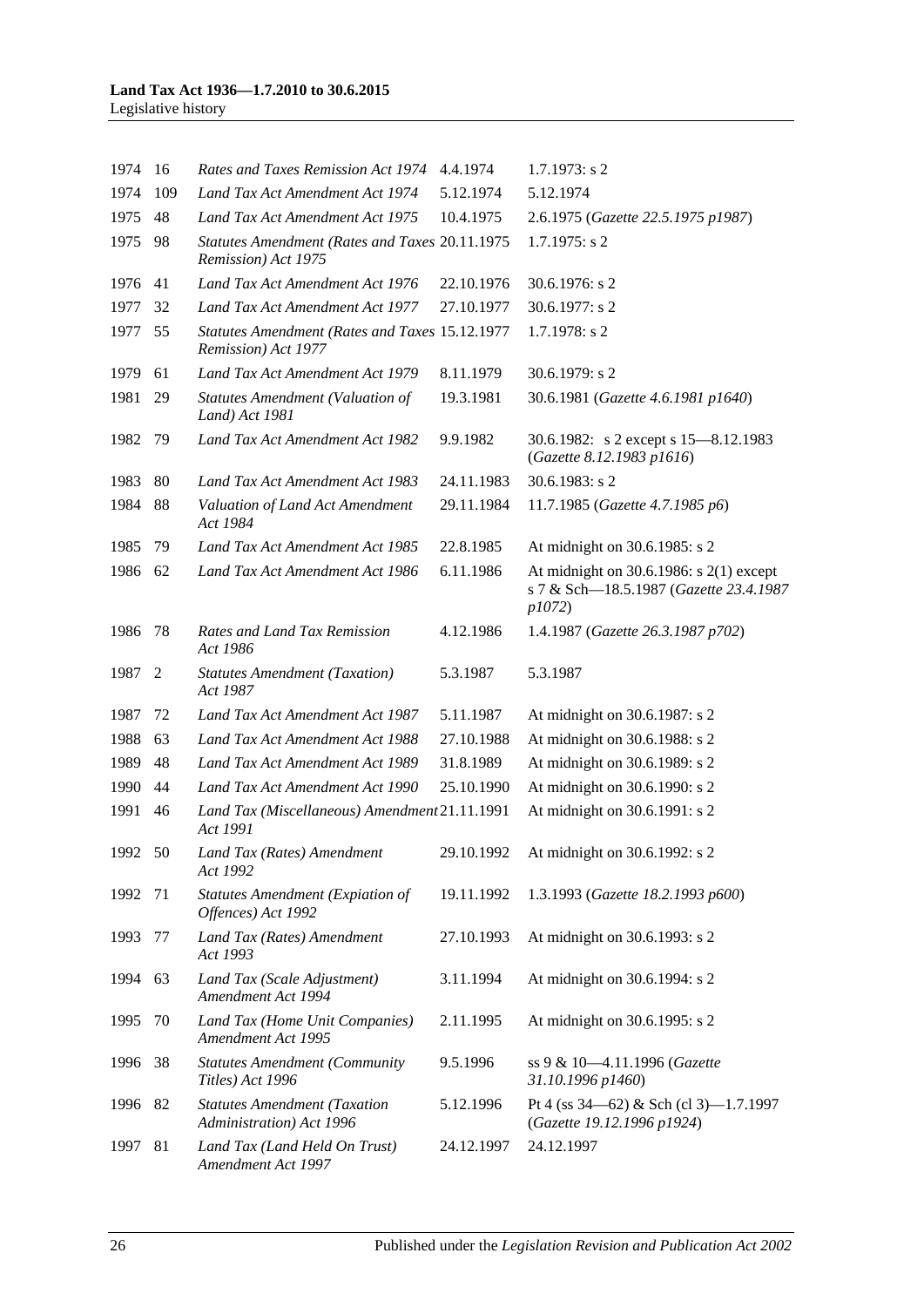| | | | | |
|---|---|---|---|---|
| 1974 | 16 | *Rates and Taxes Remission Act 1974* | 4.4.1974 | 1.7.1973: s 2 |
| 1974 | 109 | *Land Tax Act Amendment Act 1974* | 5.12.1974 | 5.12.1974 |
| 1975 | 48 | *Land Tax Act Amendment Act 1975* | 10.4.1975 | 2.6.1975 (*Gazette 22.5.1975 p1987*) |
| 1975 | 98 | *Statutes Amendment (Rates and Taxes Remission) Act 1975* | 20.11.1975 | 1.7.1975: s 2 |
| 1976 | 41 | *Land Tax Act Amendment Act 1976* | 22.10.1976 | 30.6.1976: s 2 |
| 1977 | 32 | *Land Tax Act Amendment Act 1977* | 27.10.1977 | 30.6.1977: s 2 |
| 1977 | 55 | *Statutes Amendment (Rates and Taxes Remission) Act 1977* | 15.12.1977 | 1.7.1978: s 2 |
| 1979 | 61 | *Land Tax Act Amendment Act 1979* | 8.11.1979 | 30.6.1979: s 2 |
| 1981 | 29 | *Statutes Amendment (Valuation of Land) Act 1981* | 19.3.1981 | 30.6.1981 (*Gazette 4.6.1981 p1640*) |
| 1982 | 79 | *Land Tax Act Amendment Act 1982* | 9.9.1982 | 30.6.1982: s 2 except s 15—8.12.1983 (*Gazette 8.12.1983 p1616*) |
| 1983 | 80 | *Land Tax Act Amendment Act 1983* | 24.11.1983 | 30.6.1983: s 2 |
| 1984 | 88 | *Valuation of Land Act Amendment Act 1984* | 29.11.1984 | 11.7.1985 (*Gazette 4.7.1985 p6*) |
| 1985 | 79 | *Land Tax Act Amendment Act 1985* | 22.8.1985 | At midnight on 30.6.1985: s 2 |
| 1986 | 62 | *Land Tax Act Amendment Act 1986* | 6.11.1986 | At midnight on 30.6.1986: s 2(1) except s 7 & Sch—18.5.1987 (*Gazette 23.4.1987 p1072*) |
| 1986 | 78 | *Rates and Land Tax Remission Act 1986* | 4.12.1986 | 1.4.1987 (*Gazette 26.3.1987 p702*) |
| 1987 | 2 | *Statutes Amendment (Taxation) Act 1987* | 5.3.1987 | 5.3.1987 |
| 1987 | 72 | *Land Tax Act Amendment Act 1987* | 5.11.1987 | At midnight on 30.6.1987: s 2 |
| 1988 | 63 | *Land Tax Act Amendment Act 1988* | 27.10.1988 | At midnight on 30.6.1988: s 2 |
| 1989 | 48 | *Land Tax Act Amendment Act 1989* | 31.8.1989 | At midnight on 30.6.1989: s 2 |
| 1990 | 44 | *Land Tax Act Amendment Act 1990* | 25.10.1990 | At midnight on 30.6.1990: s 2 |
| 1991 | 46 | *Land Tax (Miscellaneous) Amendment Act 1991* | 21.11.1991 | At midnight on 30.6.1991: s 2 |
| 1992 | 50 | *Land Tax (Rates) Amendment Act 1992* | 29.10.1992 | At midnight on 30.6.1992: s 2 |
| 1992 | 71 | *Statutes Amendment (Expiation of Offences) Act 1992* | 19.11.1992 | 1.3.1993 (*Gazette 18.2.1993 p600*) |
| 1993 | 77 | *Land Tax (Rates) Amendment Act 1993* | 27.10.1993 | At midnight on 30.6.1993: s 2 |
| 1994 | 63 | *Land Tax (Scale Adjustment) Amendment Act 1994* | 3.11.1994 | At midnight on 30.6.1994: s 2 |
| 1995 | 70 | *Land Tax (Home Unit Companies) Amendment Act 1995* | 2.11.1995 | At midnight on 30.6.1995: s 2 |
| 1996 | 38 | *Statutes Amendment (Community Titles) Act 1996* | 9.5.1996 | ss 9 & 10—4.11.1996 (*Gazette 31.10.1996 p1460*) |
| 1996 | 82 | *Statutes Amendment (Taxation Administration) Act 1996* | 5.12.1996 | Pt 4 (ss 34—62) & Sch (cl 3)—1.7.1997 (*Gazette 19.12.1996 p1924*) |
| 1997 | 81 | *Land Tax (Land Held On Trust) Amendment Act 1997* | 24.12.1997 | 24.12.1997 |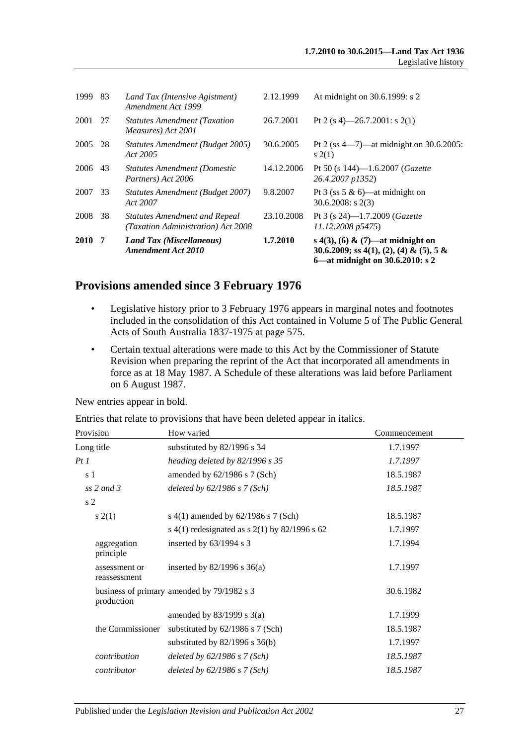| | | | | |
|---|---|---|---|---|
| 1999 | 83 | *Land Tax (Intensive Agistment) Amendment Act 1999* | 2.12.1999 | At midnight on 30.6.1999: s 2 |
| 2001 | 27 | *Statutes Amendment (Taxation Measures) Act 2001* | 26.7.2001 | Pt 2 (s 4)—26.7.2001: s 2(1) |
| 2005 | 28 | *Statutes Amendment (Budget 2005) Act 2005* | 30.6.2005 | Pt 2 (ss 4—7)—at midnight on 30.6.2005: s 2(1) |
| 2006 | 43 | *Statutes Amendment (Domestic Partners) Act 2006* | 14.12.2006 | Pt 50 (s 144)—1.6.2007 (*Gazette 26.4.2007 p1352*) |
| 2007 | 33 | *Statutes Amendment (Budget 2007) Act 2007* | 9.8.2007 | Pt 3 (ss 5 & 6)—at midnight on 30.6.2008: s 2(3) |
| 2008 | 38 | *Statutes Amendment and Repeal (Taxation Administration) Act 2008* | 23.10.2008 | Pt 3 (s 24)—1.7.2009 (*Gazette 11.12.2008 p5475*) |
| **2010** | **7** | ***Land Tax (Miscellaneous) Amendment Act 2010*** | **1.7.2010** | **s 4(3), (6) & (7)—at midnight on 30.6.2009; ss 4(1), (2), (4) & (5), 5 & 6—at midnight on 30.6.2010: s 2** |

## Provisions amended since 3 February 1976

- Legislative history prior to 3 February 1976 appears in marginal notes and footnotes included in the consolidation of this Act contained in Volume 5 of The Public General Acts of South Australia 1837-1975 at page 575.
- Certain textual alterations were made to this Act by the Commissioner of Statute Revision when preparing the reprint of the Act that incorporated all amendments in force as at 18 May 1987. A Schedule of these alterations was laid before Parliament on 6 August 1987.

New entries appear in bold.

Entries that relate to provisions that have been deleted appear in italics.

| Provision | How varied | Commencement |
|---|---|---|
| Long title | substituted by 82/1996 s 34 | 1.7.1997 |
| *Pt 1* | *heading deleted by 82/1996 s 35* | *1.7.1997* |
| s 1 | amended by 62/1986 s 7 (Sch) | 18.5.1987 |
| *ss 2 and 3* | *deleted by 62/1986 s 7 (Sch)* | *18.5.1987* |
| s 2 | | |
| s 2(1) | s 4(1) amended by 62/1986 s 7 (Sch) | 18.5.1987 |
| | s 4(1) redesignated as s 2(1) by 82/1996 s 62 | 1.7.1997 |
| aggregation principle | inserted by 63/1994 s 3 | 1.7.1994 |
| assessment or reassessment | inserted by 82/1996 s 36(a) | 1.7.1997 |
| business of primary production | amended by 79/1982 s 3 | 30.6.1982 |
| | amended by 83/1999 s 3(a) | 1.7.1999 |
| the Commissioner | substituted by 62/1986 s 7 (Sch) | 18.5.1987 |
| | substituted by 82/1996 s 36(b) | 1.7.1997 |
| *contribution* | *deleted by 62/1986 s 7 (Sch)* | *18.5.1987* |
| *contributor* | *deleted by 62/1986 s 7 (Sch)* | *18.5.1987* |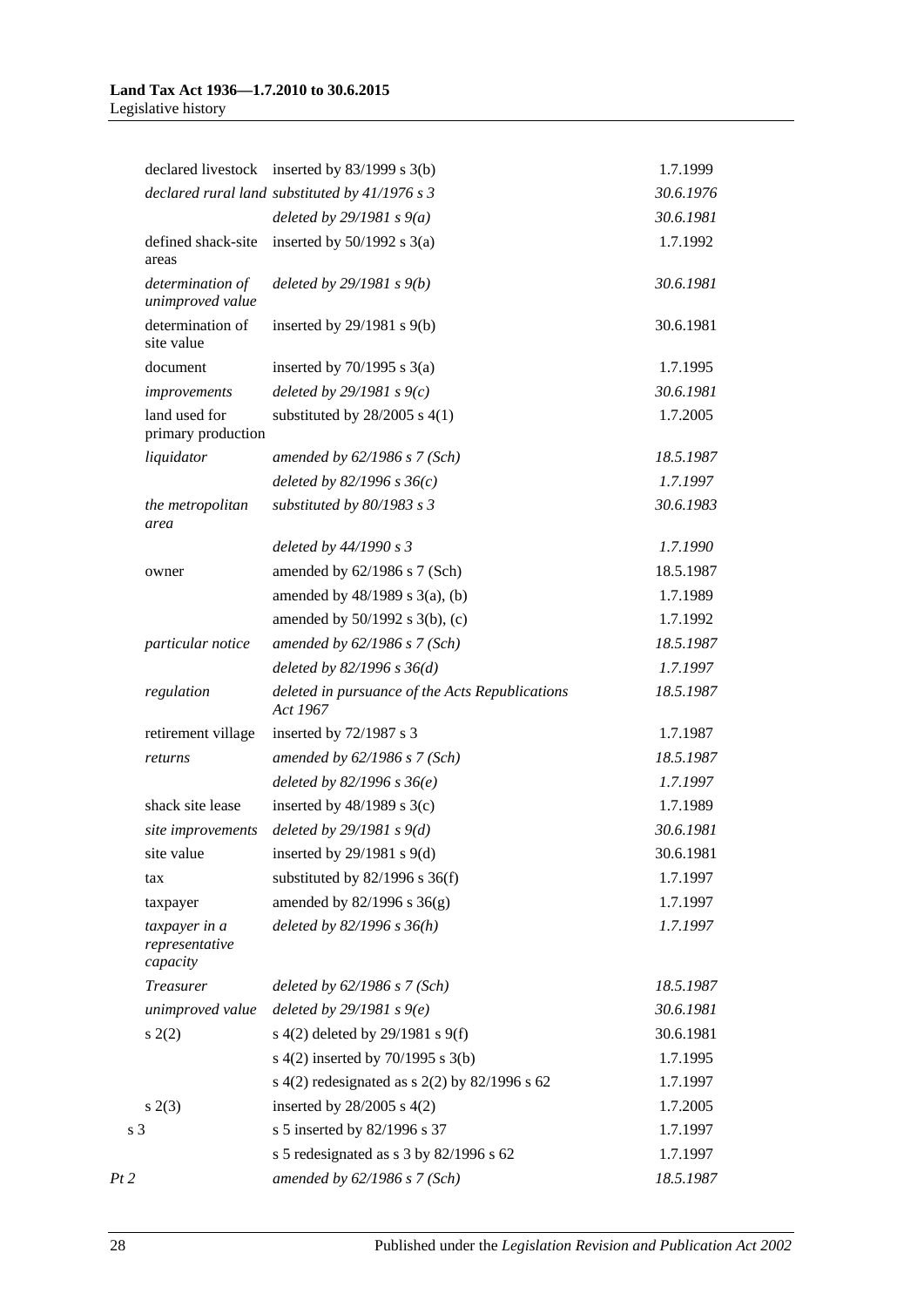| | | | |
|---|---|---|---|
| | declared livestock | inserted by 83/1999 s 3(b) | 1.7.1999 |
| | *declared rural land* | *substituted by 41/1976 s 3* | *30.6.1976* |
| | | *deleted by 29/1981 s 9(a)* | *30.6.1981* |
| | defined shack-site areas | inserted by 50/1992 s 3(a) | 1.7.1992 |
| | *determination of unimproved value* | *deleted by 29/1981 s 9(b)* | *30.6.1981* |
| | determination of site value | inserted by 29/1981 s 9(b) | 30.6.1981 |
| | document | inserted by 70/1995 s 3(a) | 1.7.1995 |
| | *improvements* | *deleted by 29/1981 s 9(c)* | *30.6.1981* |
| | land used for primary production | substituted by 28/2005 s 4(1) | 1.7.2005 |
| | *liquidator* | *amended by 62/1986 s 7 (Sch)* | *18.5.1987* |
| | | *deleted by 82/1996 s 36(c)* | *1.7.1997* |
| | *the metropolitan area* | *substituted by 80/1983 s 3* | *30.6.1983* |
| | | *deleted by 44/1990 s 3* | *1.7.1990* |
| | owner | amended by 62/1986 s 7 (Sch) | 18.5.1987 |
| | | amended by 48/1989 s 3(a), (b) | 1.7.1989 |
| | | amended by 50/1992 s 3(b), (c) | 1.7.1992 |
| | *particular notice* | *amended by 62/1986 s 7 (Sch)* | *18.5.1987* |
| | | *deleted by 82/1996 s 36(d)* | *1.7.1997* |
| | *regulation* | *deleted in pursuance of the Acts Republications Act 1967* | *18.5.1987* |
| | retirement village | inserted by 72/1987 s 3 | 1.7.1987 |
| | *returns* | *amended by 62/1986 s 7 (Sch)* | *18.5.1987* |
| | | *deleted by 82/1996 s 36(e)* | *1.7.1997* |
| | shack site lease | inserted by 48/1989 s 3(c) | 1.7.1989 |
| | *site improvements* | *deleted by 29/1981 s 9(d)* | *30.6.1981* |
| | site value | inserted by 29/1981 s 9(d) | 30.6.1981 |
| | tax | substituted by 82/1996 s 36(f) | 1.7.1997 |
| | taxpayer | amended by 82/1996 s 36(g) | 1.7.1997 |
| | *taxpayer in a representative capacity* | *deleted by 82/1996 s 36(h)* | *1.7.1997* |
| | *Treasurer* | *deleted by 62/1986 s 7 (Sch)* | *18.5.1987* |
| | *unimproved value* | *deleted by 29/1981 s 9(e)* | *30.6.1981* |
| | s 2(2) | s 4(2) deleted by 29/1981 s 9(f) | 30.6.1981 |
| | | s 4(2) inserted by 70/1995 s 3(b) | 1.7.1995 |
| | | s 4(2) redesignated as s 2(2) by 82/1996 s 62 | 1.7.1997 |
| | s 2(3) | inserted by 28/2005 s 4(2) | 1.7.2005 |
| s 3 | | s 5 inserted by 82/1996 s 37 | 1.7.1997 |
| | | s 5 redesignated as s 3 by 82/1996 s 62 | 1.7.1997 |
| *Pt 2* | | *amended by 62/1986 s 7 (Sch)* | *18.5.1987* |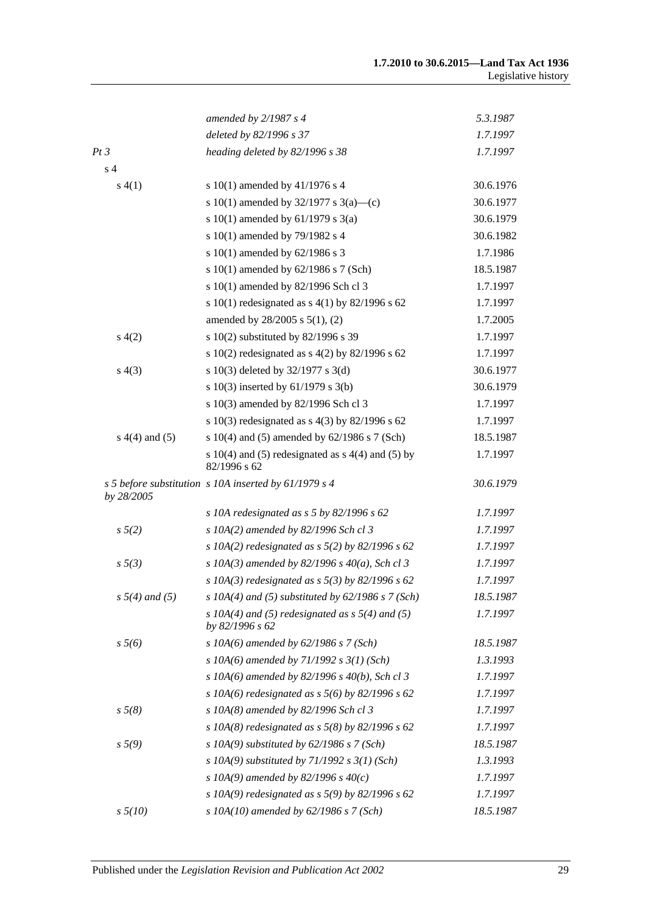| | | |
|---|---|---|
| | *amended by 2/1987 s 4* | *5.3.1987* |
| | *deleted by 82/1996 s 37* | *1.7.1997* |
| *Pt 3* | *heading deleted by 82/1996 s 38* | *1.7.1997* |
| s 4 | | |
| s 4(1) | s 10(1) amended by 41/1976 s 4 | 30.6.1976 |
| | s 10(1) amended by 32/1977 s 3(a)—(c) | 30.6.1977 |
| | s 10(1) amended by 61/1979 s 3(a) | 30.6.1979 |
| | s 10(1) amended by 79/1982 s 4 | 30.6.1982 |
| | s 10(1) amended by 62/1986 s 3 | 1.7.1986 |
| | s 10(1) amended by 62/1986 s 7 (Sch) | 18.5.1987 |
| | s 10(1) amended by 82/1996 Sch cl 3 | 1.7.1997 |
| | s 10(1) redesignated as s 4(1) by 82/1996 s 62 | 1.7.1997 |
| | amended by 28/2005 s 5(1), (2) | 1.7.2005 |
| s 4(2) | s 10(2) substituted by 82/1996 s 39 | 1.7.1997 |
| | s 10(2) redesignated as s 4(2) by 82/1996 s 62 | 1.7.1997 |
| s 4(3) | s 10(3) deleted by 32/1977 s 3(d) | 30.6.1977 |
| | s 10(3) inserted by 61/1979 s 3(b) | 30.6.1979 |
| | s 10(3) amended by 82/1996 Sch cl 3 | 1.7.1997 |
| | s 10(3) redesignated as s 4(3) by 82/1996 s 62 | 1.7.1997 |
| s 4(4) and (5) | s 10(4) and (5) amended by 62/1986 s 7 (Sch) | 18.5.1987 |
| | s 10(4) and (5) redesignated as s 4(4) and (5) by 82/1996 s 62 | 1.7.1997 |
| *s 5 before substitution by 28/2005* | *s 10A inserted by 61/1979 s 4* | *30.6.1979* |
| | *s 10A redesignated as s 5 by 82/1996 s 62* | *1.7.1997* |
| *s 5(2)* | *s 10A(2) amended by 82/1996 Sch cl 3* | *1.7.1997* |
| | *s 10A(2) redesignated as s 5(2) by 82/1996 s 62* | *1.7.1997* |
| *s 5(3)* | *s 10A(3) amended by 82/1996 s 40(a), Sch cl 3* | *1.7.1997* |
| | *s 10A(3) redesignated as s 5(3) by 82/1996 s 62* | *1.7.1997* |
| *s 5(4) and (5)* | *s 10A(4) and (5) substituted by 62/1986 s 7 (Sch)* | *18.5.1987* |
| | *s 10A(4) and (5) redesignated as s 5(4) and (5) by 82/1996 s 62* | *1.7.1997* |
| *s 5(6)* | *s 10A(6) amended by 62/1986 s 7 (Sch)* | *18.5.1987* |
| | *s 10A(6) amended by 71/1992 s 3(1) (Sch)* | *1.3.1993* |
| | *s 10A(6) amended by 82/1996 s 40(b), Sch cl 3* | *1.7.1997* |
| | *s 10A(6) redesignated as s 5(6) by 82/1996 s 62* | *1.7.1997* |
| *s 5(8)* | *s 10A(8) amended by 82/1996 Sch cl 3* | *1.7.1997* |
| | *s 10A(8) redesignated as s 5(8) by 82/1996 s 62* | *1.7.1997* |
| *s 5(9)* | *s 10A(9) substituted by 62/1986 s 7 (Sch)* | *18.5.1987* |
| | *s 10A(9) substituted by 71/1992 s 3(1) (Sch)* | *1.3.1993* |
| | *s 10A(9) amended by 82/1996 s 40(c)* | *1.7.1997* |
| | *s 10A(9) redesignated as s 5(9) by 82/1996 s 62* | *1.7.1997* |
| *s 5(10)* | *s 10A(10) amended by 62/1986 s 7 (Sch)* | *18.5.1987* |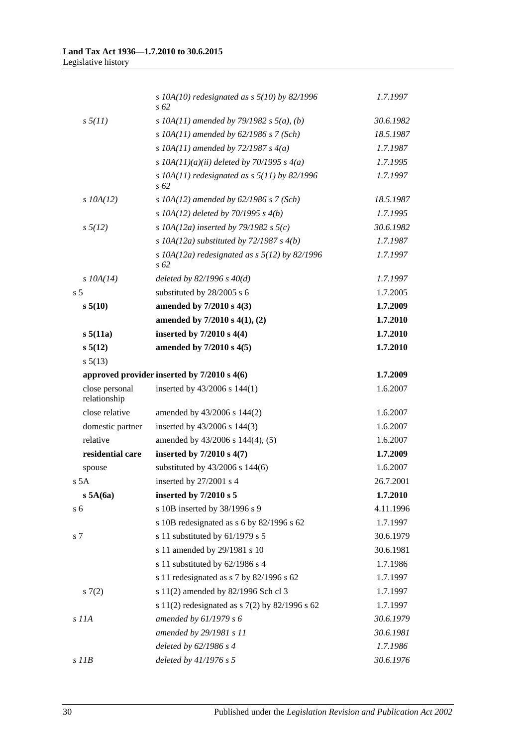| | | |
|---|---|---|
| | *s 10A(10) redesignated as s 5(10) by 82/1996 s 62* | *1.7.1997* |
| *s 5(11)* | *s 10A(11) amended by 79/1982 s 5(a), (b)* | *30.6.1982* |
| | *s 10A(11) amended by 62/1986 s 7 (Sch)* | *18.5.1987* |
| | *s 10A(11) amended by 72/1987 s 4(a)* | *1.7.1987* |
| | *s 10A(11)(a)(ii) deleted by 70/1995 s 4(a)* | *1.7.1995* |
| | *s 10A(11) redesignated as s 5(11) by 82/1996 s 62* | *1.7.1997* |
| *s 10A(12)* | *s 10A(12) amended by 62/1986 s 7 (Sch)* | *18.5.1987* |
| | *s 10A(12) deleted by 70/1995 s 4(b)* | *1.7.1995* |
| *s 5(12)* | *s 10A(12a) inserted by 79/1982 s 5(c)* | *30.6.1982* |
| | *s 10A(12a) substituted by 72/1987 s 4(b)* | *1.7.1987* |
| | *s 10A(12a) redesignated as s 5(12) by 82/1996 s 62* | *1.7.1997* |
| *s 10A(14)* | *deleted by 82/1996 s 40(d)* | *1.7.1997* |
| s 5 | substituted by 28/2005 s 6 | 1.7.2005 |
| **s 5(10)** | **amended by 7/2010 s 4(3)** | **1.7.2009** |
| | **amended by 7/2010 s 4(1), (2)** | **1.7.2010** |
| **s 5(11a)** | **inserted by 7/2010 s 4(4)** | **1.7.2010** |
| **s 5(12)** | **amended by 7/2010 s 4(5)** | **1.7.2010** |
| s 5(13) | | |
| **approved provider** | **inserted by 7/2010 s 4(6)** | **1.7.2009** |
| close personal relationship | inserted by 43/2006 s 144(1) | 1.6.2007 |
| close relative | amended by 43/2006 s 144(2) | 1.6.2007 |
| domestic partner | inserted by 43/2006 s 144(3) | 1.6.2007 |
| relative | amended by 43/2006 s 144(4), (5) | 1.6.2007 |
| **residential care** | **inserted by 7/2010 s 4(7)** | **1.7.2009** |
| spouse | substituted by 43/2006 s 144(6) | 1.6.2007 |
| s 5A | inserted by 27/2001 s 4 | 26.7.2001 |
| **s 5A(6a)** | **inserted by 7/2010 s 5** | **1.7.2010** |
| s 6 | s 10B inserted by 38/1996 s 9 | 4.11.1996 |
| | s 10B redesignated as s 6 by 82/1996 s 62 | 1.7.1997 |
| s 7 | s 11 substituted by 61/1979 s 5 | 30.6.1979 |
| | s 11 amended by 29/1981 s 10 | 30.6.1981 |
| | s 11 substituted by 62/1986 s 4 | 1.7.1986 |
| | s 11 redesignated as s 7 by 82/1996 s 62 | 1.7.1997 |
| s 7(2) | s 11(2) amended by 82/1996 Sch cl 3 | 1.7.1997 |
| | s 11(2) redesignated as s 7(2) by 82/1996 s 62 | 1.7.1997 |
| *s 11A* | *amended by 61/1979 s 6* | *30.6.1979* |
| | *amended by 29/1981 s 11* | *30.6.1981* |
| | *deleted by 62/1986 s 4* | *1.7.1986* |
| *s 11B* | *deleted by 41/1976 s 5* | *30.6.1976* |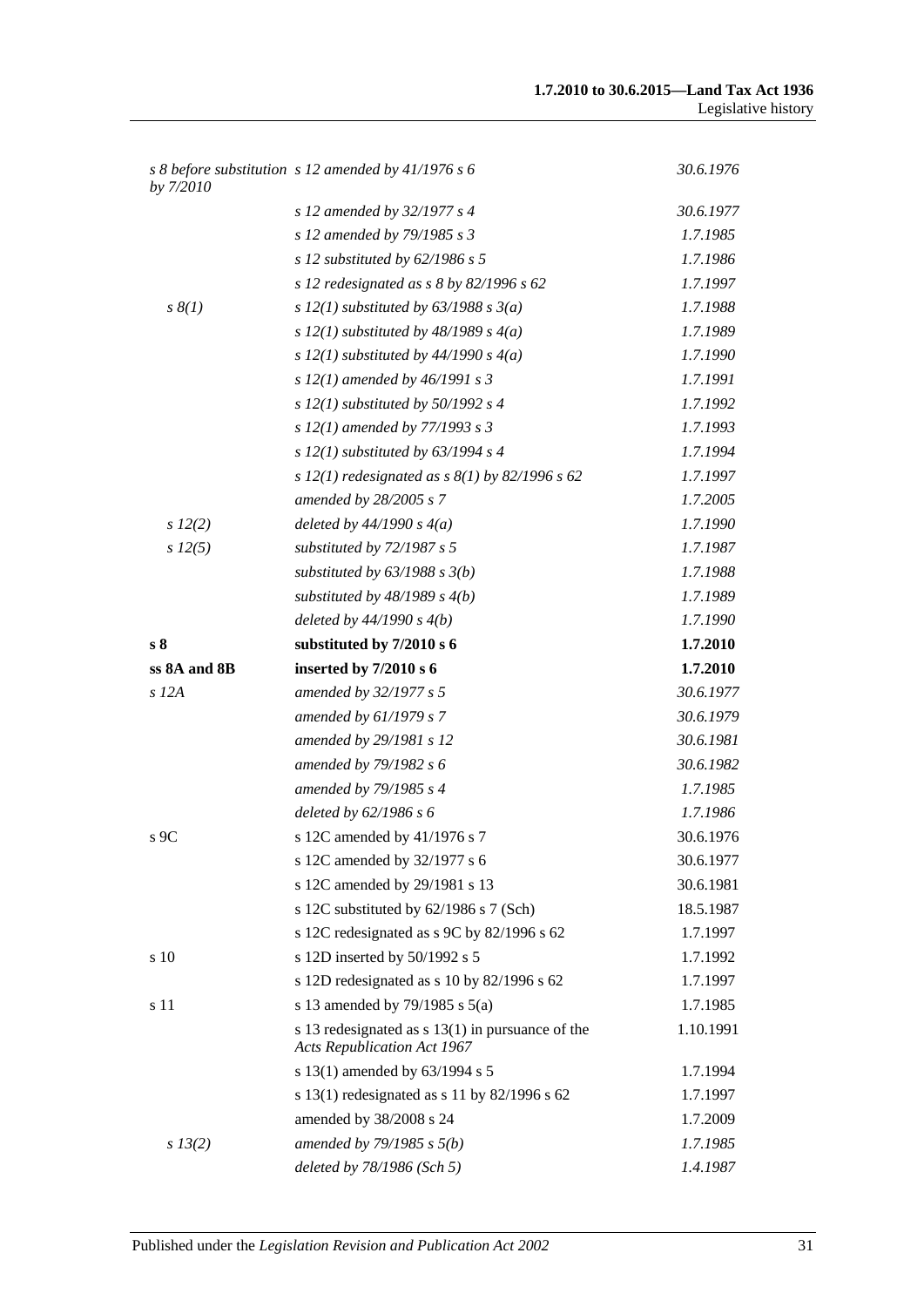| | | |
|---|---|---|
| *s 8 before substitution by 7/2010* | *s 12 amended by 41/1976 s 6* | *30.6.1976* |
| | *s 12 amended by 32/1977 s 4* | *30.6.1977* |
| | *s 12 amended by 79/1985 s 3* | *1.7.1985* |
| | *s 12 substituted by 62/1986 s 5* | *1.7.1986* |
| | *s 12 redesignated as s 8 by 82/1996 s 62* | *1.7.1997* |
| *s 8(1)* | *s 12(1) substituted by 63/1988 s 3(a)* | *1.7.1988* |
| | *s 12(1) substituted by 48/1989 s 4(a)* | *1.7.1989* |
| | *s 12(1) substituted by 44/1990 s 4(a)* | *1.7.1990* |
| | *s 12(1) amended by 46/1991 s 3* | *1.7.1991* |
| | *s 12(1) substituted by 50/1992 s 4* | *1.7.1992* |
| | *s 12(1) amended by 77/1993 s 3* | *1.7.1993* |
| | *s 12(1) substituted by 63/1994 s 4* | *1.7.1994* |
| | *s 12(1) redesignated as s 8(1) by 82/1996 s 62* | *1.7.1997* |
| | *amended by 28/2005 s 7* | *1.7.2005* |
| *s 12(2)* | *deleted by 44/1990 s 4(a)* | *1.7.1990* |
| *s 12(5)* | *substituted by 72/1987 s 5* | *1.7.1987* |
| | *substituted by 63/1988 s 3(b)* | *1.7.1988* |
| | *substituted by 48/1989 s 4(b)* | *1.7.1989* |
| | *deleted by 44/1990 s 4(b)* | *1.7.1990* |
| **s 8** | **substituted by 7/2010 s 6** | **1.7.2010** |
| **ss 8A and 8B** | **inserted by 7/2010 s 6** | **1.7.2010** |
| *s 12A* | *amended by 32/1977 s 5* | *30.6.1977* |
| | *amended by 61/1979 s 7* | *30.6.1979* |
| | *amended by 29/1981 s 12* | *30.6.1981* |
| | *amended by 79/1982 s 6* | *30.6.1982* |
| | *amended by 79/1985 s 4* | *1.7.1985* |
| | *deleted by 62/1986 s 6* | *1.7.1986* |
| s 9C | s 12C amended by 41/1976 s 7 | 30.6.1976 |
| | s 12C amended by 32/1977 s 6 | 30.6.1977 |
| | s 12C amended by 29/1981 s 13 | 30.6.1981 |
| | s 12C substituted by 62/1986 s 7 (Sch) | 18.5.1987 |
| | s 12C redesignated as s 9C by 82/1996 s 62 | 1.7.1997 |
| s 10 | s 12D inserted by 50/1992 s 5 | 1.7.1992 |
| | s 12D redesignated as s 10 by 82/1996 s 62 | 1.7.1997 |
| s 11 | s 13 amended by 79/1985 s 5(a) | 1.7.1985 |
| | s 13 redesignated as s 13(1) in pursuance of the *Acts Republication Act 1967* | 1.10.1991 |
| | s 13(1) amended by 63/1994 s 5 | 1.7.1994 |
| | s 13(1) redesignated as s 11 by 82/1996 s 62 | 1.7.1997 |
| | amended by 38/2008 s 24 | 1.7.2009 |
| *s 13(2)* | *amended by 79/1985 s 5(b)* | *1.7.1985* |
| | *deleted by 78/1986 (Sch 5)* | *1.4.1987* |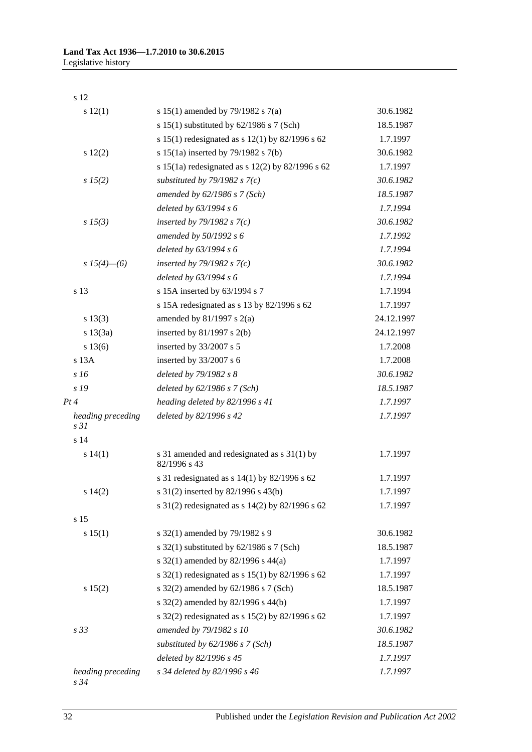| | | |
|---|---|---|
| s 12 | | |
| s 12(1) | s 15(1) amended by 79/1982 s 7(a) | 30.6.1982 |
| | s 15(1) substituted by 62/1986 s 7 (Sch) | 18.5.1987 |
| | s 15(1) redesignated as s 12(1) by 82/1996 s 62 | 1.7.1997 |
| s 12(2) | s 15(1a) inserted by 79/1982 s 7(b) | 30.6.1982 |
| | s 15(1a) redesignated as s 12(2) by 82/1996 s 62 | 1.7.1997 |
| *s 15(2)* | *substituted by 79/1982 s 7(c)* | *30.6.1982* |
| | *amended by 62/1986 s 7 (Sch)* | *18.5.1987* |
| | *deleted by 63/1994 s 6* | *1.7.1994* |
| *s 15(3)* | *inserted by 79/1982 s 7(c)* | *30.6.1982* |
| | *amended by 50/1992 s 6* | *1.7.1992* |
| | *deleted by 63/1994 s 6* | *1.7.1994* |
| *s 15(4)—(6)* | *inserted by 79/1982 s 7(c)* | *30.6.1982* |
| | *deleted by 63/1994 s 6* | *1.7.1994* |
| s 13 | s 15A inserted by 63/1994 s 7 | 1.7.1994 |
| | s 15A redesignated as s 13 by 82/1996 s 62 | 1.7.1997 |
| s 13(3) | amended by 81/1997 s 2(a) | 24.12.1997 |
| s 13(3a) | inserted by 81/1997 s 2(b) | 24.12.1997 |
| s 13(6) | inserted by 33/2007 s 5 | 1.7.2008 |
| s 13A | inserted by 33/2007 s 6 | 1.7.2008 |
| *s 16* | *deleted by 79/1982 s 8* | *30.6.1982* |
| *s 19* | *deleted by 62/1986 s 7 (Sch)* | *18.5.1987* |
| *Pt 4* | *heading deleted by 82/1996 s 41* | *1.7.1997* |
| *heading preceding s 31* | *deleted by 82/1996 s 42* | *1.7.1997* |
| s 14 | | |
| s 14(1) | s 31 amended and redesignated as s 31(1) by 82/1996 s 43 | 1.7.1997 |
| | s 31 redesignated as s 14(1) by 82/1996 s 62 | 1.7.1997 |
| s 14(2) | s 31(2) inserted by 82/1996 s 43(b) | 1.7.1997 |
| | s 31(2) redesignated as s 14(2) by 82/1996 s 62 | 1.7.1997 |
| s 15 | | |
| s 15(1) | s 32(1) amended by 79/1982 s 9 | 30.6.1982 |
| | s 32(1) substituted by 62/1986 s 7 (Sch) | 18.5.1987 |
| | s 32(1) amended by 82/1996 s 44(a) | 1.7.1997 |
| | s 32(1) redesignated as s 15(1) by 82/1996 s 62 | 1.7.1997 |
| s 15(2) | s 32(2) amended by 62/1986 s 7 (Sch) | 18.5.1987 |
| | s 32(2) amended by 82/1996 s 44(b) | 1.7.1997 |
| | s 32(2) redesignated as s 15(2) by 82/1996 s 62 | 1.7.1997 |
| *s 33* | *amended by 79/1982 s 10* | *30.6.1982* |
| | *substituted by 62/1986 s 7 (Sch)* | *18.5.1987* |
| | *deleted by 82/1996 s 45* | *1.7.1997* |
| *heading preceding s 34* | *s 34 deleted by 82/1996 s 46* | *1.7.1997* |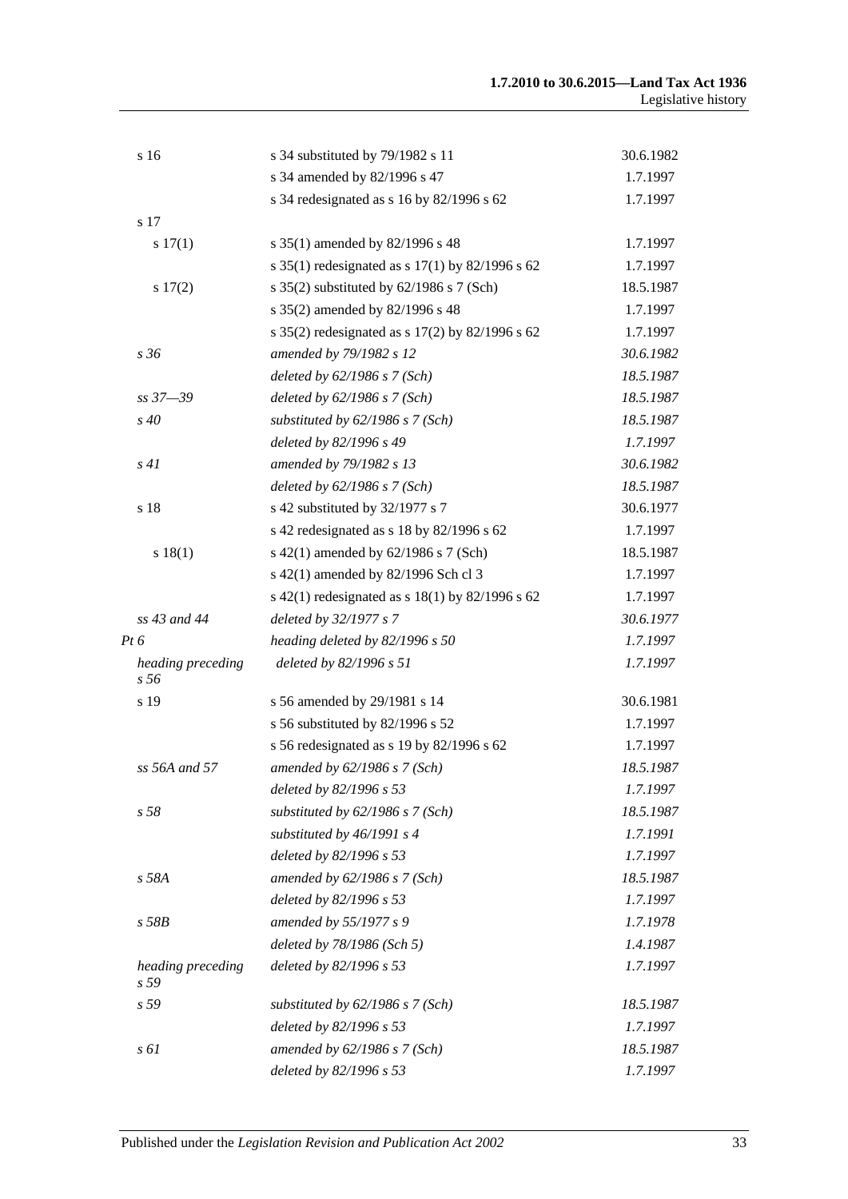| | | |
|---|---|---|
| s 16 | s 34 substituted by 79/1982 s 11 | 30.6.1982 |
| | s 34 amended by 82/1996 s 47 | 1.7.1997 |
| | s 34 redesignated as s 16 by 82/1996 s 62 | 1.7.1997 |
| s 17 | | |
| s 17(1) | s 35(1) amended by 82/1996 s 48 | 1.7.1997 |
| | s 35(1) redesignated as s 17(1) by 82/1996 s 62 | 1.7.1997 |
| s 17(2) | s 35(2) substituted by 62/1986 s 7 (Sch) | 18.5.1987 |
| | s 35(2) amended by 82/1996 s 48 | 1.7.1997 |
| | s 35(2) redesignated as s 17(2) by 82/1996 s 62 | 1.7.1997 |
| *s 36* | *amended by 79/1982 s 12* | *30.6.1982* |
| | *deleted by 62/1986 s 7 (Sch)* | *18.5.1987* |
| *ss 37—39* | *deleted by 62/1986 s 7 (Sch)* | *18.5.1987* |
| *s 40* | *substituted by 62/1986 s 7 (Sch)* | *18.5.1987* |
| | *deleted by 82/1996 s 49* | *1.7.1997* |
| *s 41* | *amended by 79/1982 s 13* | *30.6.1982* |
| | *deleted by 62/1986 s 7 (Sch)* | *18.5.1987* |
| s 18 | s 42 substituted by 32/1977 s 7 | 30.6.1977 |
| | s 42 redesignated as s 18 by 82/1996 s 62 | 1.7.1997 |
| s 18(1) | s 42(1) amended by 62/1986 s 7 (Sch) | 18.5.1987 |
| | s 42(1) amended by 82/1996 Sch cl 3 | 1.7.1997 |
| | s 42(1) redesignated as s 18(1) by 82/1996 s 62 | 1.7.1997 |
| *ss 43 and 44* | *deleted by 32/1977 s 7* | *30.6.1977* |
| *Pt 6* | *heading deleted by 82/1996 s 50* | *1.7.1997* |
| *heading preceding s 56* | *deleted by 82/1996 s 51* | *1.7.1997* |
| s 19 | s 56 amended by 29/1981 s 14 | 30.6.1981 |
| | s 56 substituted by 82/1996 s 52 | 1.7.1997 |
| | s 56 redesignated as s 19 by 82/1996 s 62 | 1.7.1997 |
| *ss 56A and 57* | *amended by 62/1986 s 7 (Sch)* | *18.5.1987* |
| | *deleted by 82/1996 s 53* | *1.7.1997* |
| *s 58* | *substituted by 62/1986 s 7 (Sch)* | *18.5.1987* |
| | *substituted by 46/1991 s 4* | *1.7.1991* |
| | *deleted by 82/1996 s 53* | *1.7.1997* |
| *s 58A* | *amended by 62/1986 s 7 (Sch)* | *18.5.1987* |
| | *deleted by 82/1996 s 53* | *1.7.1997* |
| *s 58B* | *amended by 55/1977 s 9* | *1.7.1978* |
| | *deleted by 78/1986 (Sch 5)* | *1.4.1987* |
| *heading preceding s 59* | *deleted by 82/1996 s 53* | *1.7.1997* |
| *s 59* | *substituted by 62/1986 s 7 (Sch)* | *18.5.1987* |
| | *deleted by 82/1996 s 53* | *1.7.1997* |
| *s 61* | *amended by 62/1986 s 7 (Sch)* | *18.5.1987* |
| | *deleted by 82/1996 s 53* | *1.7.1997* |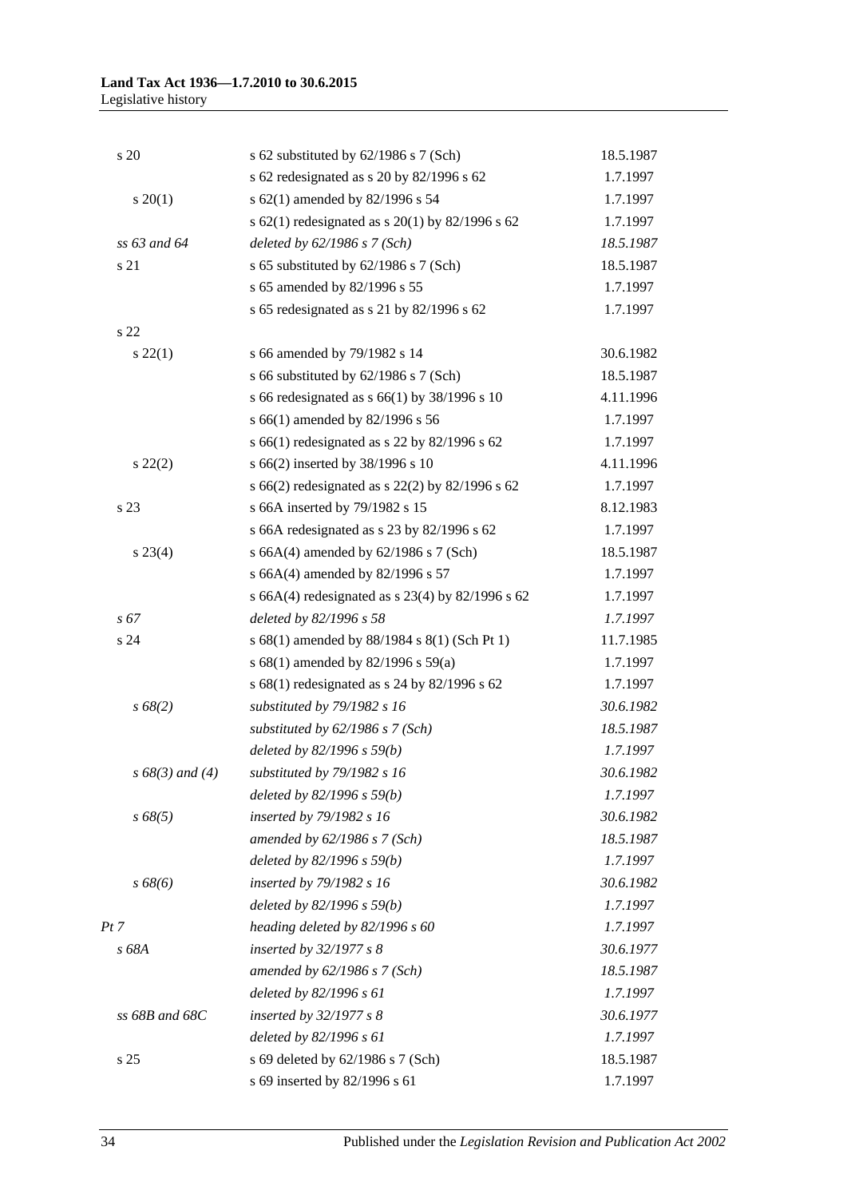| | | |
|---|---|---|
| s 20 | s 62 substituted by 62/1986 s 7 (Sch) | 18.5.1987 |
| | s 62 redesignated as s 20 by 82/1996 s 62 | 1.7.1997 |
| s 20(1) | s 62(1) amended by 82/1996 s 54 | 1.7.1997 |
| | s 62(1) redesignated as s 20(1) by 82/1996 s 62 | 1.7.1997 |
| *ss 63 and 64* | *deleted by 62/1986 s 7 (Sch)* | *18.5.1987* |
| s 21 | s 65 substituted by 62/1986 s 7 (Sch) | 18.5.1987 |
| | s 65 amended by 82/1996 s 55 | 1.7.1997 |
| | s 65 redesignated as s 21 by 82/1996 s 62 | 1.7.1997 |
| s 22 | | |
| s 22(1) | s 66 amended by 79/1982 s 14 | 30.6.1982 |
| | s 66 substituted by 62/1986 s 7 (Sch) | 18.5.1987 |
| | s 66 redesignated as s 66(1) by 38/1996 s 10 | 4.11.1996 |
| | s 66(1) amended by 82/1996 s 56 | 1.7.1997 |
| | s 66(1) redesignated as s 22 by 82/1996 s 62 | 1.7.1997 |
| s 22(2) | s 66(2) inserted by 38/1996 s 10 | 4.11.1996 |
| | s 66(2) redesignated as s 22(2) by 82/1996 s 62 | 1.7.1997 |
| s 23 | s 66A inserted by 79/1982 s 15 | 8.12.1983 |
| | s 66A redesignated as s 23 by 82/1996 s 62 | 1.7.1997 |
| s 23(4) | s 66A(4) amended by 62/1986 s 7 (Sch) | 18.5.1987 |
| | s 66A(4) amended by 82/1996 s 57 | 1.7.1997 |
| | s 66A(4) redesignated as s 23(4) by 82/1996 s 62 | 1.7.1997 |
| *s 67* | *deleted by 82/1996 s 58* | *1.7.1997* |
| s 24 | s 68(1) amended by 88/1984 s 8(1) (Sch Pt 1) | 11.7.1985 |
| | s 68(1) amended by 82/1996 s 59(a) | 1.7.1997 |
| | s 68(1) redesignated as s 24 by 82/1996 s 62 | 1.7.1997 |
| *s 68(2)* | *substituted by 79/1982 s 16* | *30.6.1982* |
| | *substituted by 62/1986 s 7 (Sch)* | *18.5.1987* |
| | *deleted by 82/1996 s 59(b)* | *1.7.1997* |
| *s 68(3) and (4)* | *substituted by 79/1982 s 16* | *30.6.1982* |
| | *deleted by 82/1996 s 59(b)* | *1.7.1997* |
| *s 68(5)* | *inserted by 79/1982 s 16* | *30.6.1982* |
| | *amended by 62/1986 s 7 (Sch)* | *18.5.1987* |
| | *deleted by 82/1996 s 59(b)* | *1.7.1997* |
| *s 68(6)* | *inserted by 79/1982 s 16* | *30.6.1982* |
| | *deleted by 82/1996 s 59(b)* | *1.7.1997* |
| *Pt 7* | *heading deleted by 82/1996 s 60* | *1.7.1997* |
| *s 68A* | *inserted by 32/1977 s 8* | *30.6.1977* |
| | *amended by 62/1986 s 7 (Sch)* | *18.5.1987* |
| | *deleted by 82/1996 s 61* | *1.7.1997* |
| *ss 68B and 68C* | *inserted by 32/1977 s 8* | *30.6.1977* |
| | *deleted by 82/1996 s 61* | *1.7.1997* |
| s 25 | s 69 deleted by 62/1986 s 7 (Sch) | 18.5.1987 |
| | s 69 inserted by 82/1996 s 61 | 1.7.1997 |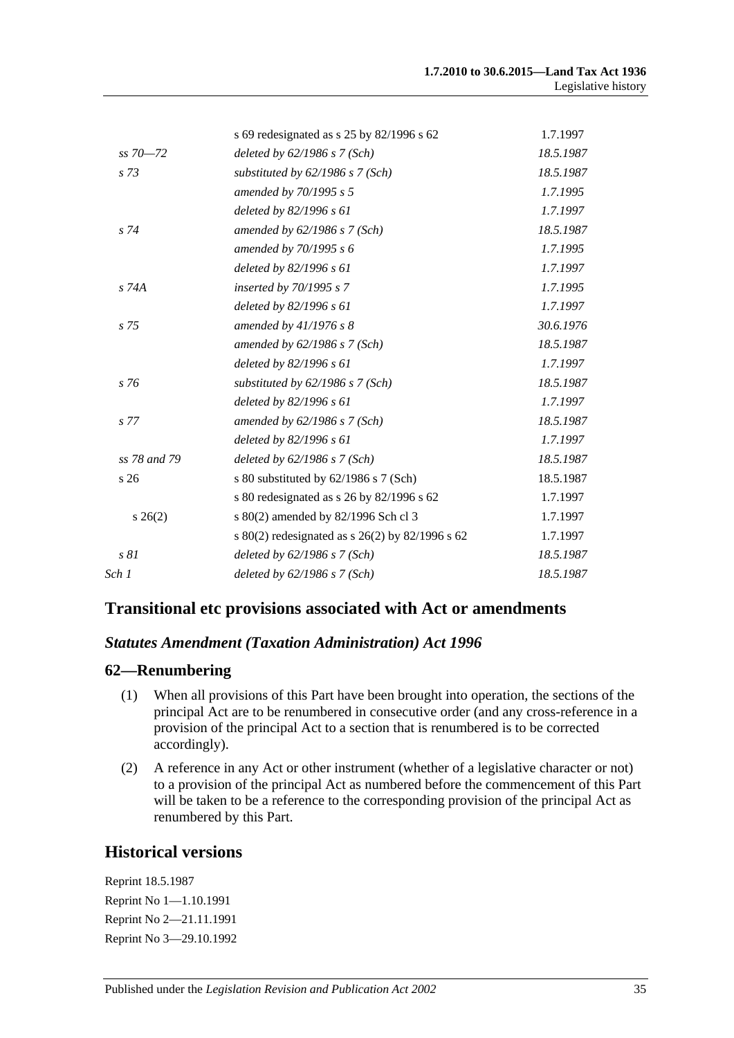| | | |
|---|---|---|
| | s 69 redesignated as s 25 by 82/1996 s 62 | 1.7.1997 |
| *ss 70—72* | *deleted by 62/1986 s 7 (Sch)* | *18.5.1987* |
| *s 73* | *substituted by 62/1986 s 7 (Sch)* | *18.5.1987* |
| | *amended by 70/1995 s 5* | *1.7.1995* |
| | *deleted by 82/1996 s 61* | *1.7.1997* |
| *s 74* | *amended by 62/1986 s 7 (Sch)* | *18.5.1987* |
| | *amended by 70/1995 s 6* | *1.7.1995* |
| | *deleted by 82/1996 s 61* | *1.7.1997* |
| *s 74A* | *inserted by 70/1995 s 7* | *1.7.1995* |
| | *deleted by 82/1996 s 61* | *1.7.1997* |
| *s 75* | *amended by 41/1976 s 8* | *30.6.1976* |
| | *amended by 62/1986 s 7 (Sch)* | *18.5.1987* |
| | *deleted by 82/1996 s 61* | *1.7.1997* |
| *s 76* | *substituted by 62/1986 s 7 (Sch)* | *18.5.1987* |
| | *deleted by 82/1996 s 61* | *1.7.1997* |
| *s 77* | *amended by 62/1986 s 7 (Sch)* | *18.5.1987* |
| | *deleted by 82/1996 s 61* | *1.7.1997* |
| *ss 78 and 79* | *deleted by 62/1986 s 7 (Sch)* | *18.5.1987* |
| s 26 | s 80 substituted by 62/1986 s 7 (Sch) | 18.5.1987 |
| | s 80 redesignated as s 26 by 82/1996 s 62 | 1.7.1997 |
| s 26(2) | s 80(2) amended by 82/1996 Sch cl 3 | 1.7.1997 |
| | s 80(2) redesignated as s 26(2) by 82/1996 s 62 | 1.7.1997 |
| *s 81* | *deleted by 62/1986 s 7 (Sch)* | *18.5.1987* |
| *Sch 1* | *deleted by 62/1986 s 7 (Sch)* | *18.5.1987* |

## Transitional etc provisions associated with Act or amendments

### *Statutes Amendment (Taxation Administration) Act 1996*

### 62—Renumbering

(1) When all provisions of this Part have been brought into operation, the sections of the principal Act are to be renumbered in consecutive order (and any cross-reference in a provision of the principal Act to a section that is renumbered is to be corrected accordingly).

(2) A reference in any Act or other instrument (whether of a legislative character or not) to a provision of the principal Act as numbered before the commencement of this Part will be taken to be a reference to the corresponding provision of the principal Act as renumbered by this Part.

## Historical versions

Reprint 18.5.1987

Reprint No 1—1.10.1991

Reprint No 2—21.11.1991

Reprint No 3—29.10.1992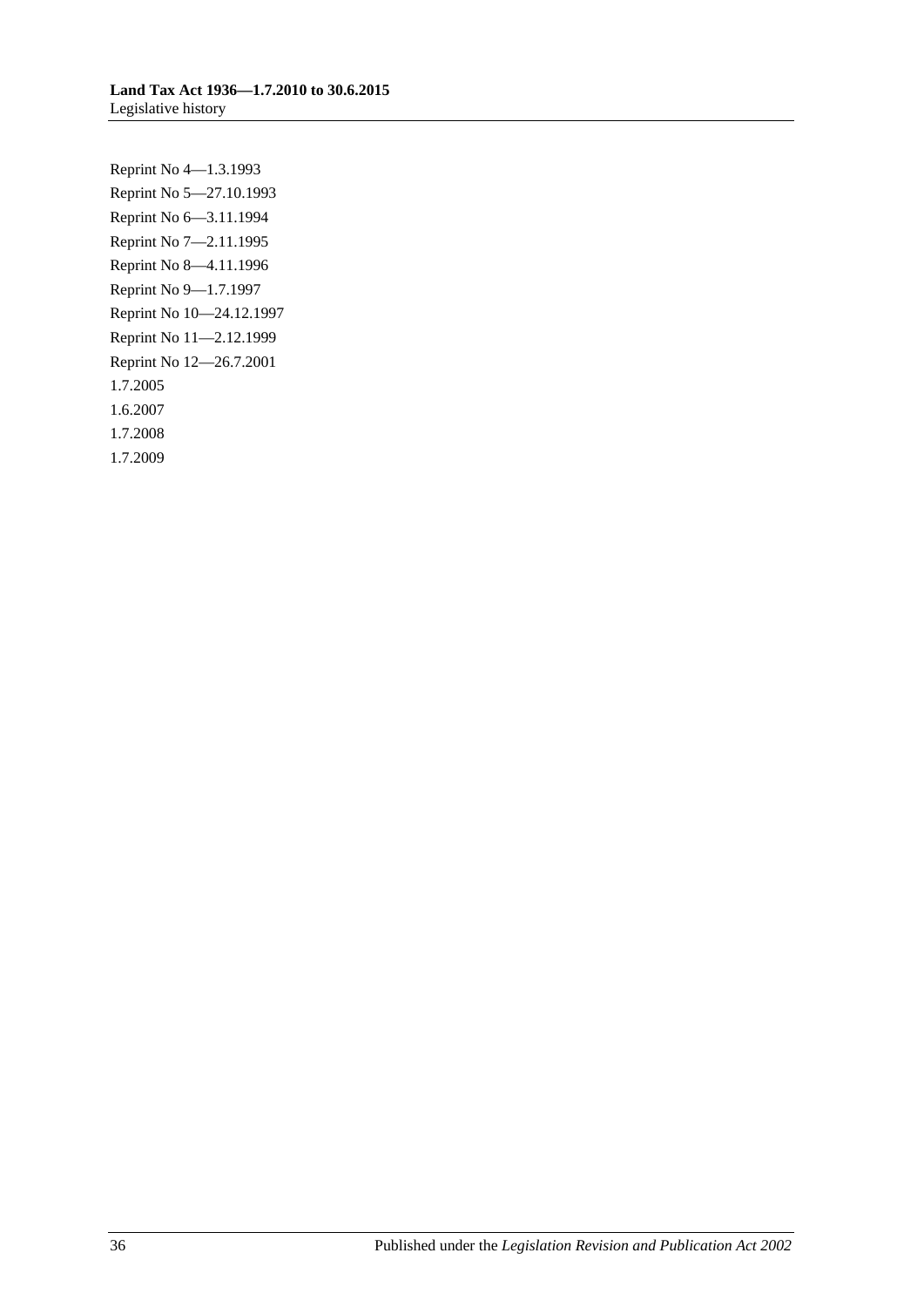Reprint No 4—1.3.1993

Reprint No 5—27.10.1993

Reprint No 6—3.11.1994

Reprint No 7—2.11.1995

Reprint No 8—4.11.1996

Reprint No 9—1.7.1997

Reprint No 10—24.12.1997

Reprint No 11—2.12.1999

Reprint No 12—26.7.2001

1.7.2005

1.6.2007

1.7.2008

1.7.2009